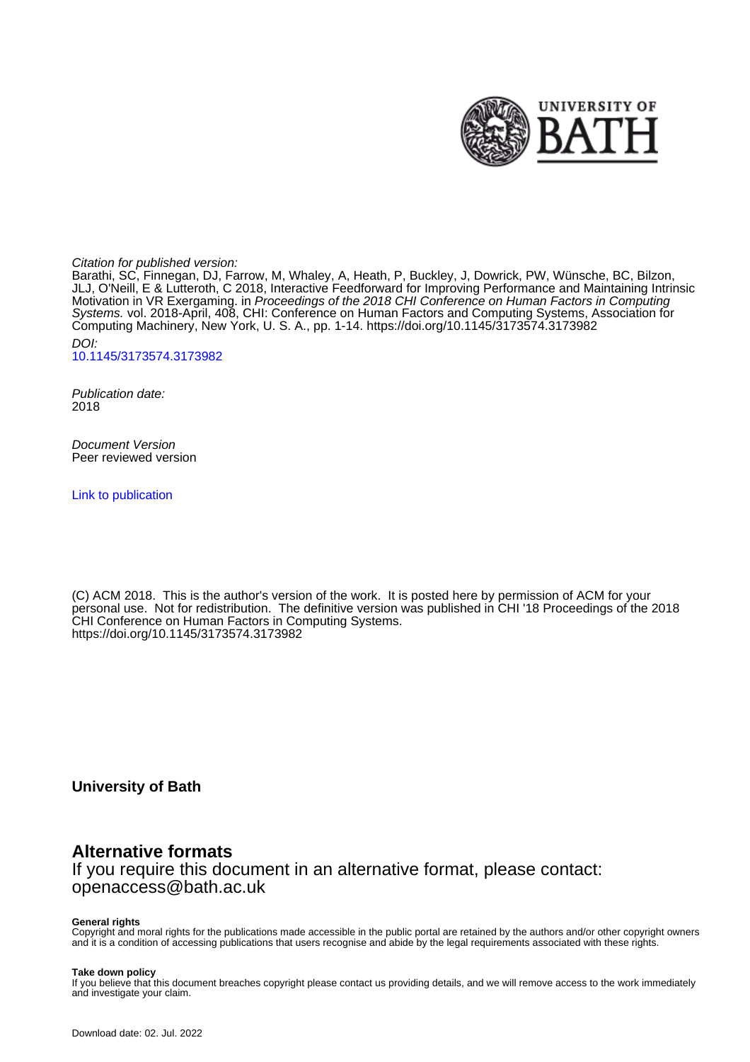*Citation for published version:*
Barathi, SC, Finnegan, DJ, Farrow, M, Whaley, A, Heath, P, Buckley, J, Dowrick, PW, Wünsche, BC, Bilzon, JLJ, O'Neill, E & Lutteroth, C 2018, Interactive Feedforward for Improving Performance and Maintaining Intrinsic Motivation in VR Exergaming. in *Proceedings of the 2018 CHI Conference on Human Factors in Computing Systems.* vol. 2018-April, 408, CHI: Conference on Human Factors and Computing Systems, Association for Computing Machinery, New York, U. S. A., pp. 1-14. https://doi.org/10.1145/3173574.3173982

*DOI:*
10.1145/3173574.3173982

*Publication date:*
2018

*Document Version*
Peer reviewed version

Link to publication

(C) ACM 2018. This is the author's version of the work. It is posted here by permission of ACM for your personal use. Not for redistribution. The definitive version was published in CHI '18 Proceedings of the 2018 CHI Conference on Human Factors in Computing Systems.
https://doi.org/10.1145/3173574.3173982

**University of Bath**

## Alternative formats

If you require this document in an alternative format, please contact:
openaccess@bath.ac.uk

**General rights**
Copyright and moral rights for the publications made accessible in the public portal are retained by the authors and/or other copyright owners and it is a condition of accessing publications that users recognise and abide by the legal requirements associated with these rights.

**Take down policy**
If you believe that this document breaches copyright please contact us providing details, and we will remove access to the work immediately and investigate your claim.

Download date: 02. Jul. 2022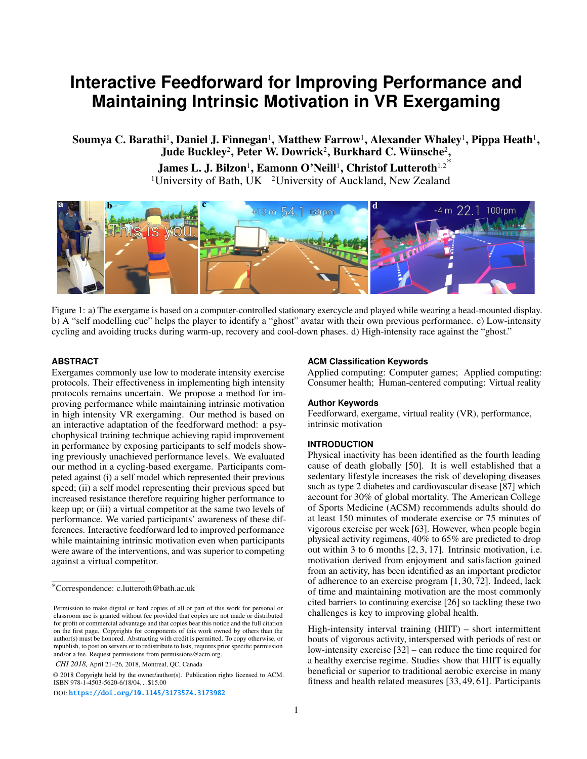# Interactive Feedforward for Improving Performance and Maintaining Intrinsic Motivation in VR Exergaming

**Soumya C. Barathi[1], Daniel J. Finnegan[1], Matthew Farrow[1], Alexander Whaley[1], Pippa Heath[1], Jude Buckley[2], Peter W. Dowrick[2], Burkhard C. Wünsche[2], James L. J. Bilzon[1], Eamonn O'Neill[1], Christof Lutteroth[1,2]***

[1]University of Bath, UK [2]University of Auckland, New Zealand

Figure 1: a) The exergame is based on a computer-controlled stationary exercycle and played while wearing a head-mounted display. b) A "self modelling cue" helps the player to identify a "ghost" avatar with their own previous performance. c) Low-intensity cycling and avoiding trucks during warm-up, recovery and cool-down phases. d) High-intensity race against the "ghost."

## ABSTRACT

Exergames commonly use low to moderate intensity exercise protocols. Their effectiveness in implementing high intensity protocols remains uncertain. We propose a method for improving performance while maintaining intrinsic motivation in high intensity VR exergaming. Our method is based on an interactive adaptation of the feedforward method: a psychophysical training technique achieving rapid improvement in performance by exposing participants to self models showing previously unachieved performance levels. We evaluated our method in a cycling-based exergame. Participants competed against (i) a self model which represented their previous speed; (ii) a self model representing their previous speed but increased resistance therefore requiring higher performance to keep up; or (iii) a virtual competitor at the same two levels of performance. We varied participants' awareness of these differences. Interactive feedforward led to improved performance while maintaining intrinsic motivation even when participants were aware of the interventions, and was superior to competing against a virtual competitor.

*Correspondence: c.lutteroth@bath.ac.uk

Permission to make digital or hard copies of all or part of this work for personal or classroom use is granted without fee provided that copies are not made or distributed for profit or commercial advantage and that copies bear this notice and the full citation on the first page. Copyrights for components of this work owned by others than the author(s) must be honored. Abstracting with credit is permitted. To copy otherwise, or republish, to post on servers or to redistribute to lists, requires prior specific permission and/or a fee. Request permissions from permissions@acm.org.

*CHI 2018*, April 21–26, 2018, Montreal, QC, Canada

© 2018 Copyright held by the owner/author(s). Publication rights licensed to ACM. ISBN 978-1-4503-5620-6/18/04. . . $15.00

DOI: https://doi.org/10.1145/3173574.3173982

## ACM Classification Keywords

Applied computing: Computer games; Applied computing: Consumer health; Human-centered computing: Virtual reality

## Author Keywords

Feedforward, exergame, virtual reality (VR), performance, intrinsic motivation

## INTRODUCTION

Physical inactivity has been identified as the fourth leading cause of death globally [50]. It is well established that a sedentary lifestyle increases the risk of developing diseases such as type 2 diabetes and cardiovascular disease [87] which account for 30% of global mortality. The American College of Sports Medicine (ACSM) recommends adults should do at least 150 minutes of moderate exercise or 75 minutes of vigorous exercise per week [63]. However, when people begin physical activity regimens, 40% to 65% are predicted to drop out within 3 to 6 months [2, 3, 17]. Intrinsic motivation, i.e. motivation derived from enjoyment and satisfaction gained from an activity, has been identified as an important predictor of adherence to an exercise program [1, 30, 72]. Indeed, lack of time and maintaining motivation are the most commonly cited barriers to continuing exercise [26] so tackling these two challenges is key to improving global health.

High-intensity interval training (HIIT) – short intermittent bouts of vigorous activity, interspersed with periods of rest or low-intensity exercise [32] – can reduce the time required for a healthy exercise regime. Studies show that HIIT is equally beneficial or superior to traditional aerobic exercise in many fitness and health related measures [33, 49, 61]. Participants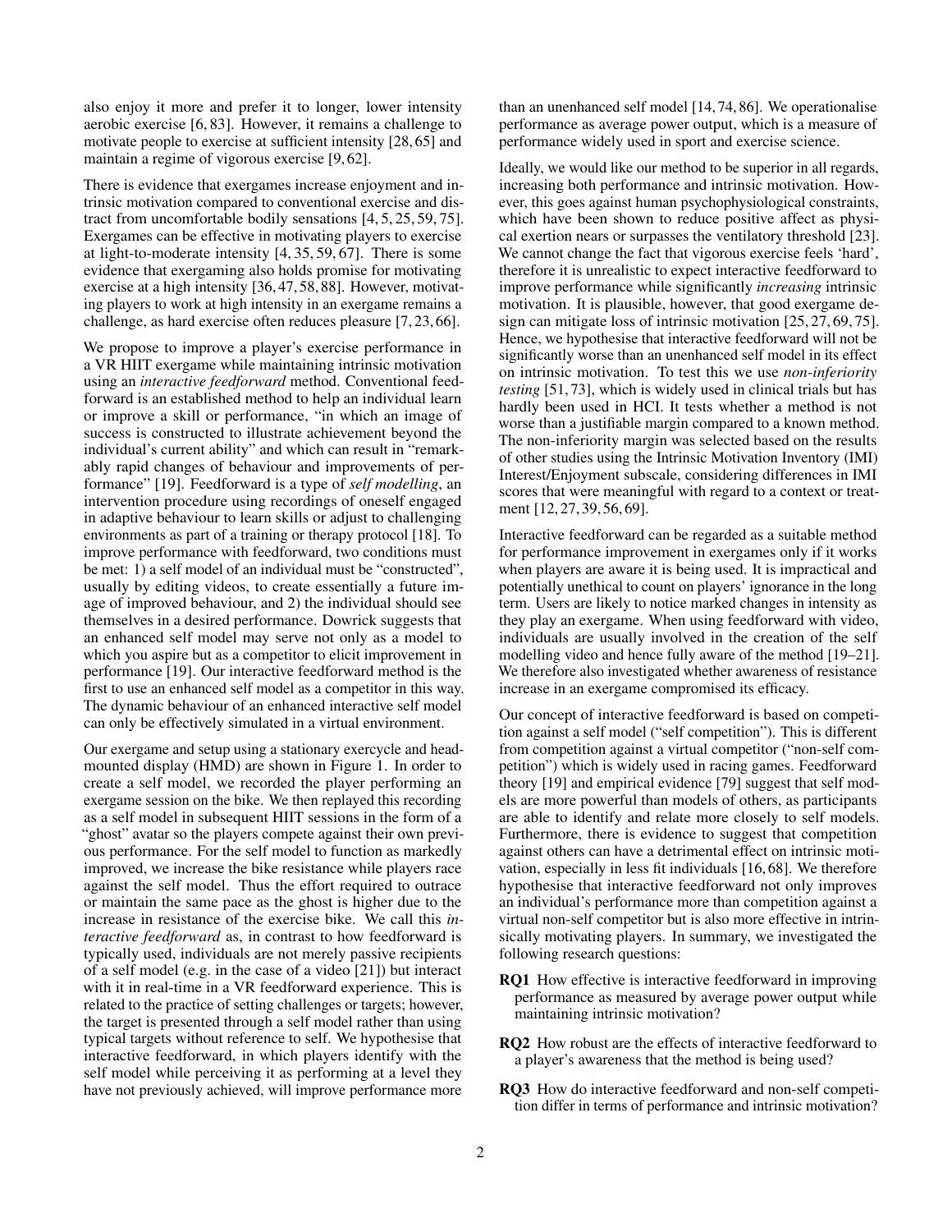also enjoy it more and prefer it to longer, lower intensity aerobic exercise [6, 83]. However, it remains a challenge to motivate people to exercise at sufficient intensity [28, 65] and maintain a regime of vigorous exercise [9, 62].

There is evidence that exergames increase enjoyment and intrinsic motivation compared to conventional exercise and distract from uncomfortable bodily sensations [4, 5, 25, 59, 75]. Exergames can be effective in motivating players to exercise at light-to-moderate intensity [4, 35, 59, 67]. There is some evidence that exergaming also holds promise for motivating exercise at a high intensity [36, 47, 58, 88]. However, motivating players to work at high intensity in an exergame remains a challenge, as hard exercise often reduces pleasure [7, 23, 66].

We propose to improve a player's exercise performance in a VR HIIT exergame while maintaining intrinsic motivation using an *interactive feedforward* method. Conventional feedforward is an established method to help an individual learn or improve a skill or performance, "in which an image of success is constructed to illustrate achievement beyond the individual's current ability" and which can result in "remarkably rapid changes of behaviour and improvements of performance" [19]. Feedforward is a type of *self modelling*, an intervention procedure using recordings of oneself engaged in adaptive behaviour to learn skills or adjust to challenging environments as part of a training or therapy protocol [18]. To improve performance with feedforward, two conditions must be met: 1) a self model of an individual must be "constructed", usually by editing videos, to create essentially a future image of improved behaviour, and 2) the individual should see themselves in a desired performance. Dowrick suggests that an enhanced self model may serve not only as a model to which you aspire but as a competitor to elicit improvement in performance [19]. Our interactive feedforward method is the first to use an enhanced self model as a competitor in this way. The dynamic behaviour of an enhanced interactive self model can only be effectively simulated in a virtual environment.

Our exergame and setup using a stationary exercycle and head-mounted display (HMD) are shown in Figure 1. In order to create a self model, we recorded the player performing an exergame session on the bike. We then replayed this recording as a self model in subsequent HIIT sessions in the form of a "ghost" avatar so the players compete against their own previous performance. For the self model to function as markedly improved, we increase the bike resistance while players race against the self model. Thus the effort required to outrace or maintain the same pace as the ghost is higher due to the increase in resistance of the exercise bike. We call this *interactive feedforward* as, in contrast to how feedforward is typically used, individuals are not merely passive recipients of a self model (e.g. in the case of a video [21]) but interact with it in real-time in a VR feedforward experience. This is related to the practice of setting challenges or targets; however, the target is presented through a self model rather than using typical targets without reference to self. We hypothesise that interactive feedforward, in which players identify with the self model while perceiving it as performing at a level they have not previously achieved, will improve performance more than an unenhanced self model [14, 74, 86]. We operationalise performance as average power output, which is a measure of performance widely used in sport and exercise science.

Ideally, we would like our method to be superior in all regards, increasing both performance and intrinsic motivation. However, this goes against human psychophysiological constraints, which have been shown to reduce positive affect as physical exertion nears or surpasses the ventilatory threshold [23]. We cannot change the fact that vigorous exercise feels 'hard', therefore it is unrealistic to expect interactive feedforward to improve performance while significantly *increasing* intrinsic motivation. It is plausible, however, that good exergame design can mitigate loss of intrinsic motivation [25, 27, 69, 75]. Hence, we hypothesise that interactive feedforward will not be significantly worse than an unenhanced self model in its effect on intrinsic motivation. To test this we use *non-inferiority testing* [51, 73], which is widely used in clinical trials but has hardly been used in HCI. It tests whether a method is not worse than a justifiable margin compared to a known method. The non-inferiority margin was selected based on the results of other studies using the Intrinsic Motivation Inventory (IMI) Interest/Enjoyment subscale, considering differences in IMI scores that were meaningful with regard to a context or treatment [12, 27, 39, 56, 69].

Interactive feedforward can be regarded as a suitable method for performance improvement in exergames only if it works when players are aware it is being used. It is impractical and potentially unethical to count on players' ignorance in the long term. Users are likely to notice marked changes in intensity as they play an exergame. When using feedforward with video, individuals are usually involved in the creation of the self modelling video and hence fully aware of the method [19–21]. We therefore also investigated whether awareness of resistance increase in an exergame compromised its efficacy.

Our concept of interactive feedforward is based on competition against a self model ("self competition"). This is different from competition against a virtual competitor ("non-self competition") which is widely used in racing games. Feedforward theory [19] and empirical evidence [79] suggest that self models are more powerful than models of others, as participants are able to identify and relate more closely to self models. Furthermore, there is evidence to suggest that competition against others can have a detrimental effect on intrinsic motivation, especially in less fit individuals [16, 68]. We therefore hypothesise that interactive feedforward not only improves an individual's performance more than competition against a virtual non-self competitor but is also more effective in intrinsically motivating players. In summary, we investigated the following research questions:

- **RQ1** How effective is interactive feedforward in improving performance as measured by average power output while maintaining intrinsic motivation?
- **RQ2** How robust are the effects of interactive feedforward to a player's awareness that the method is being used?
- **RQ3** How do interactive feedforward and non-self competition differ in terms of performance and intrinsic motivation?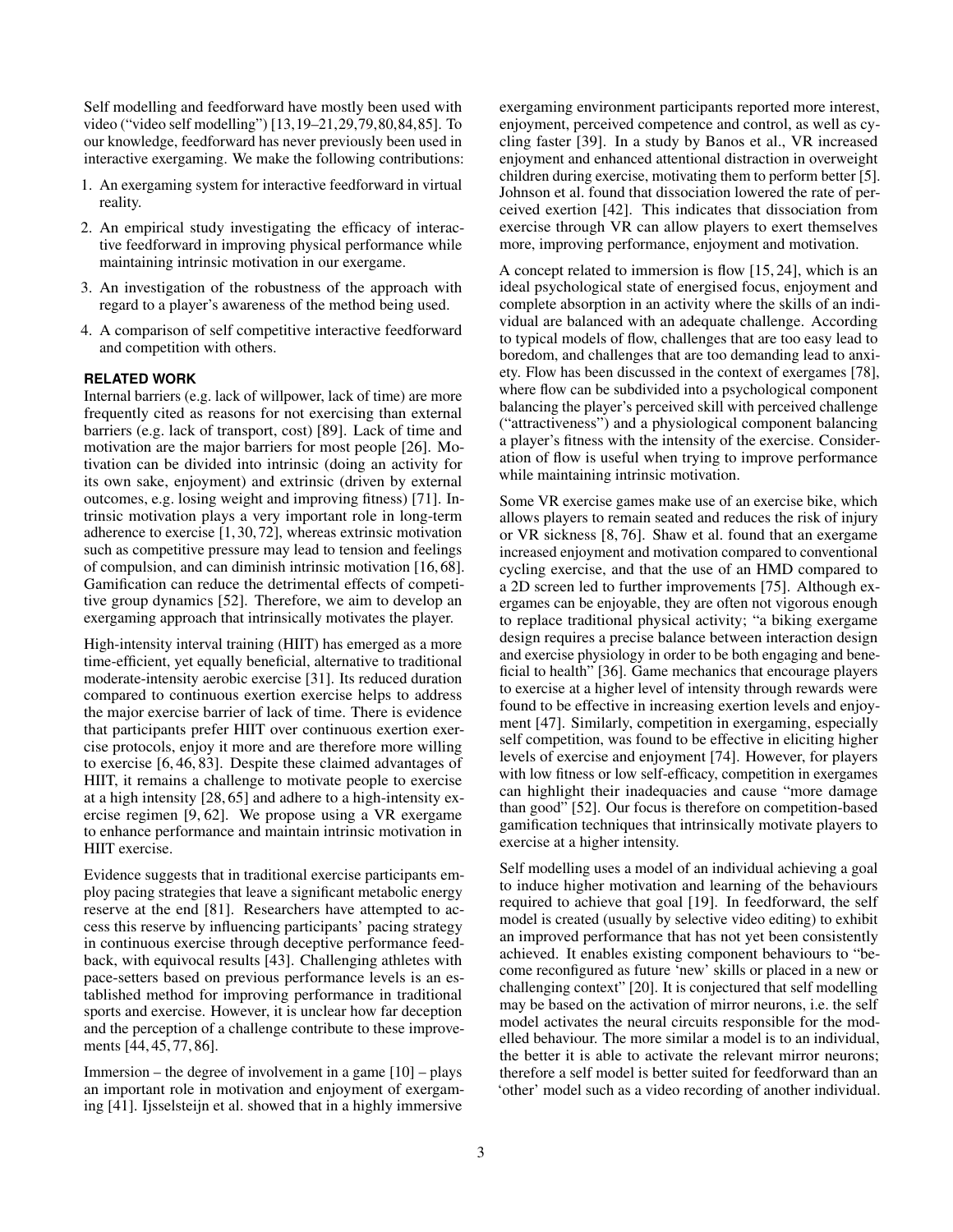Self modelling and feedforward have mostly been used with video ("video self modelling") [13,19–21,29,79,80,84,85]. To our knowledge, feedforward has never previously been used in interactive exergaming. We make the following contributions:

1. An exergaming system for interactive feedforward in virtual reality.
2. An empirical study investigating the efficacy of interactive feedforward in improving physical performance while maintaining intrinsic motivation in our exergame.
3. An investigation of the robustness of the approach with regard to a player's awareness of the method being used.
4. A comparison of self competitive interactive feedforward and competition with others.

## RELATED WORK

Internal barriers (e.g. lack of willpower, lack of time) are more frequently cited as reasons for not exercising than external barriers (e.g. lack of transport, cost) [89]. Lack of time and motivation are the major barriers for most people [26]. Motivation can be divided into intrinsic (doing an activity for its own sake, enjoyment) and extrinsic (driven by external outcomes, e.g. losing weight and improving fitness) [71]. Intrinsic motivation plays a very important role in long-term adherence to exercise [1, 30, 72], whereas extrinsic motivation such as competitive pressure may lead to tension and feelings of compulsion, and can diminish intrinsic motivation [16, 68]. Gamification can reduce the detrimental effects of competitive group dynamics [52]. Therefore, we aim to develop an exergaming approach that intrinsically motivates the player.

High-intensity interval training (HIIT) has emerged as a more time-efficient, yet equally beneficial, alternative to traditional moderate-intensity aerobic exercise [31]. Its reduced duration compared to continuous exertion exercise helps to address the major exercise barrier of lack of time. There is evidence that participants prefer HIIT over continuous exertion exercise protocols, enjoy it more and are therefore more willing to exercise [6, 46, 83]. Despite these claimed advantages of HIIT, it remains a challenge to motivate people to exercise at a high intensity [28, 65] and adhere to a high-intensity exercise regimen [9, 62]. We propose using a VR exergame to enhance performance and maintain intrinsic motivation in HIIT exercise.

Evidence suggests that in traditional exercise participants employ pacing strategies that leave a significant metabolic energy reserve at the end [81]. Researchers have attempted to access this reserve by influencing participants' pacing strategy in continuous exercise through deceptive performance feedback, with equivocal results [43]. Challenging athletes with pace-setters based on previous performance levels is an established method for improving performance in traditional sports and exercise. However, it is unclear how far deception and the perception of a challenge contribute to these improvements [44, 45, 77, 86].

Immersion – the degree of involvement in a game [10] – plays an important role in motivation and enjoyment of exergaming [41]. Ijsselsteijn et al. showed that in a highly immersive exergaming environment participants reported more interest, enjoyment, perceived competence and control, as well as cycling faster [39]. In a study by Banos et al., VR increased enjoyment and enhanced attentional distraction in overweight children during exercise, motivating them to perform better [5]. Johnson et al. found that dissociation lowered the rate of perceived exertion [42]. This indicates that dissociation from exercise through VR can allow players to exert themselves more, improving performance, enjoyment and motivation.

A concept related to immersion is flow [15, 24], which is an ideal psychological state of energised focus, enjoyment and complete absorption in an activity where the skills of an individual are balanced with an adequate challenge. According to typical models of flow, challenges that are too easy lead to boredom, and challenges that are too demanding lead to anxiety. Flow has been discussed in the context of exergames [78], where flow can be subdivided into a psychological component balancing the player's perceived skill with perceived challenge ("attractiveness") and a physiological component balancing a player's fitness with the intensity of the exercise. Consideration of flow is useful when trying to improve performance while maintaining intrinsic motivation.

Some VR exercise games make use of an exercise bike, which allows players to remain seated and reduces the risk of injury or VR sickness [8, 76]. Shaw et al. found that an exergame increased enjoyment and motivation compared to conventional cycling exercise, and that the use of an HMD compared to a 2D screen led to further improvements [75]. Although exergames can be enjoyable, they are often not vigorous enough to replace traditional physical activity; "a biking exergame design requires a precise balance between interaction design and exercise physiology in order to be both engaging and beneficial to health" [36]. Game mechanics that encourage players to exercise at a higher level of intensity through rewards were found to be effective in increasing exertion levels and enjoyment [47]. Similarly, competition in exergaming, especially self competition, was found to be effective in eliciting higher levels of exercise and enjoyment [74]. However, for players with low fitness or low self-efficacy, competition in exergames can highlight their inadequacies and cause "more damage than good" [52]. Our focus is therefore on competition-based gamification techniques that intrinsically motivate players to exercise at a higher intensity.

Self modelling uses a model of an individual achieving a goal to induce higher motivation and learning of the behaviours required to achieve that goal [19]. In feedforward, the self model is created (usually by selective video editing) to exhibit an improved performance that has not yet been consistently achieved. It enables existing component behaviours to "become reconfigured as future 'new' skills or placed in a new or challenging context" [20]. It is conjectured that self modelling may be based on the activation of mirror neurons, i.e. the self model activates the neural circuits responsible for the modelled behaviour. The more similar a model is to an individual, the better it is able to activate the relevant mirror neurons; therefore a self model is better suited for feedforward than an 'other' model such as a video recording of another individual.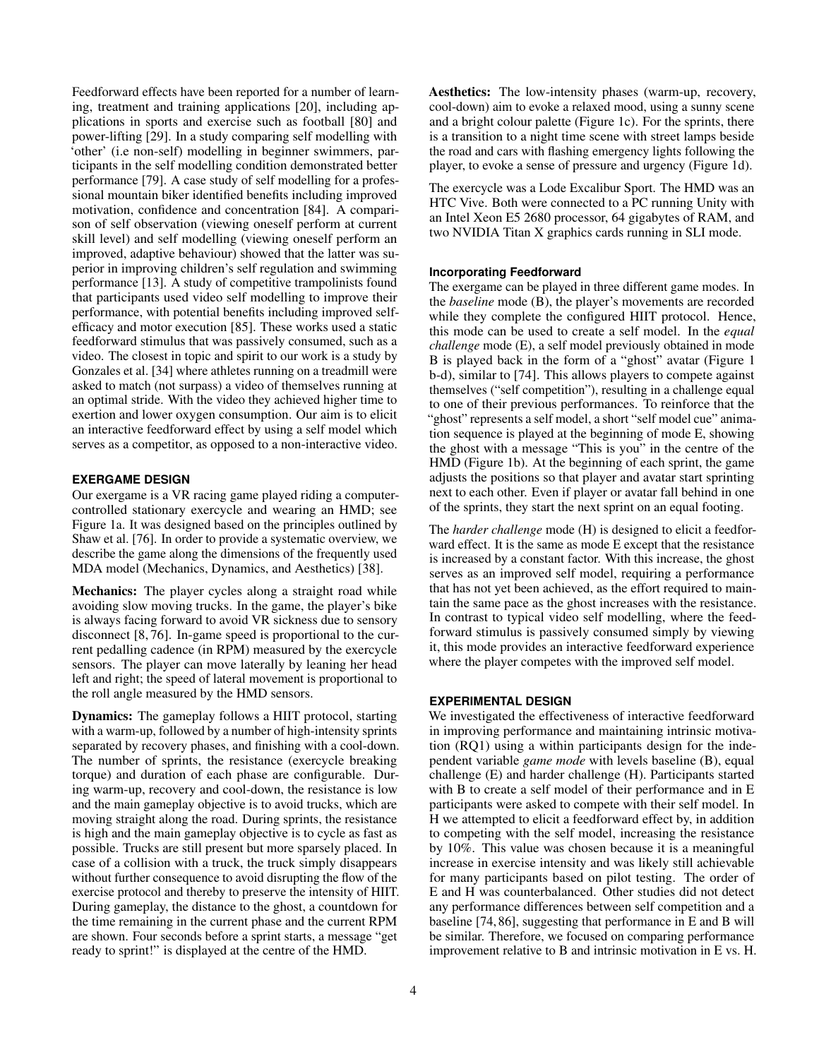Feedforward effects have been reported for a number of learning, treatment and training applications [20], including applications in sports and exercise such as football [80] and power-lifting [29]. In a study comparing self modelling with 'other' (i.e non-self) modelling in beginner swimmers, participants in the self modelling condition demonstrated better performance [79]. A case study of self modelling for a professional mountain biker identified benefits including improved motivation, confidence and concentration [84]. A comparison of self observation (viewing oneself perform at current skill level) and self modelling (viewing oneself perform an improved, adaptive behaviour) showed that the latter was superior in improving children's self regulation and swimming performance [13]. A study of competitive trampolinists found that participants used video self modelling to improve their performance, with potential benefits including improved self-efficacy and motor execution [85]. These works used a static feedforward stimulus that was passively consumed, such as a video. The closest in topic and spirit to our work is a study by Gonzales et al. [34] where athletes running on a treadmill were asked to match (not surpass) a video of themselves running at an optimal stride. With the video they achieved higher time to exertion and lower oxygen consumption. Our aim is to elicit an interactive feedforward effect by using a self model which serves as a competitor, as opposed to a non-interactive video.

## EXERGAME DESIGN

Our exergame is a VR racing game played riding a computer-controlled stationary exercycle and wearing an HMD; see Figure 1a. It was designed based on the principles outlined by Shaw et al. [76]. In order to provide a systematic overview, we describe the game along the dimensions of the frequently used MDA model (Mechanics, Dynamics, and Aesthetics) [38].

**Mechanics:** The player cycles along a straight road while avoiding slow moving trucks. In the game, the player's bike is always facing forward to avoid VR sickness due to sensory disconnect [8, 76]. In-game speed is proportional to the current pedalling cadence (in RPM) measured by the exercycle sensors. The player can move laterally by leaning her head left and right; the speed of lateral movement is proportional to the roll angle measured by the HMD sensors.

**Dynamics:** The gameplay follows a HIIT protocol, starting with a warm-up, followed by a number of high-intensity sprints separated by recovery phases, and finishing with a cool-down. The number of sprints, the resistance (exercycle breaking torque) and duration of each phase are configurable. During warm-up, recovery and cool-down, the resistance is low and the main gameplay objective is to avoid trucks, which are moving straight along the road. During sprints, the resistance is high and the main gameplay objective is to cycle as fast as possible. Trucks are still present but more sparsely placed. In case of a collision with a truck, the truck simply disappears without further consequence to avoid disrupting the flow of the exercise protocol and thereby to preserve the intensity of HIIT. During gameplay, the distance to the ghost, a countdown for the time remaining in the current phase and the current RPM are shown. Four seconds before a sprint starts, a message "get ready to sprint!" is displayed at the centre of the HMD.

**Aesthetics:** The low-intensity phases (warm-up, recovery, cool-down) aim to evoke a relaxed mood, using a sunny scene and a bright colour palette (Figure 1c). For the sprints, there is a transition to a night time scene with street lamps beside the road and cars with flashing emergency lights following the player, to evoke a sense of pressure and urgency (Figure 1d).

The exercycle was a Lode Excalibur Sport. The HMD was an HTC Vive. Both were connected to a PC running Unity with an Intel Xeon E5 2680 processor, 64 gigabytes of RAM, and two NVIDIA Titan X graphics cards running in SLI mode.

### Incorporating Feedforward

The exergame can be played in three different game modes. In the *baseline* mode (B), the player's movements are recorded while they complete the configured HIIT protocol. Hence, this mode can be used to create a self model. In the *equal challenge* mode (E), a self model previously obtained in mode B is played back in the form of a "ghost" avatar (Figure 1 b-d), similar to [74]. This allows players to compete against themselves ("self competition"), resulting in a challenge equal to one of their previous performances. To reinforce that the "ghost" represents a self model, a short "self model cue" animation sequence is played at the beginning of mode E, showing the ghost with a message "This is you" in the centre of the HMD (Figure 1b). At the beginning of each sprint, the game adjusts the positions so that player and avatar start sprinting next to each other. Even if player or avatar fall behind in one of the sprints, they start the next sprint on an equal footing.

The *harder challenge* mode (H) is designed to elicit a feedforward effect. It is the same as mode E except that the resistance is increased by a constant factor. With this increase, the ghost serves as an improved self model, requiring a performance that has not yet been achieved, as the effort required to maintain the same pace as the ghost increases with the resistance. In contrast to typical video self modelling, where the feedforward stimulus is passively consumed simply by viewing it, this mode provides an interactive feedforward experience where the player competes with the improved self model.

## EXPERIMENTAL DESIGN

We investigated the effectiveness of interactive feedforward in improving performance and maintaining intrinsic motivation (RQ1) using a within participants design for the independent variable *game mode* with levels baseline (B), equal challenge (E) and harder challenge (H). Participants started with B to create a self model of their performance and in E participants were asked to compete with their self model. In H we attempted to elicit a feedforward effect by, in addition to competing with the self model, increasing the resistance by 10%. This value was chosen because it is a meaningful increase in exercise intensity and was likely still achievable for many participants based on pilot testing. The order of E and H was counterbalanced. Other studies did not detect any performance differences between self competition and a baseline [74, 86], suggesting that performance in E and B will be similar. Therefore, we focused on comparing performance improvement relative to B and intrinsic motivation in E vs. H.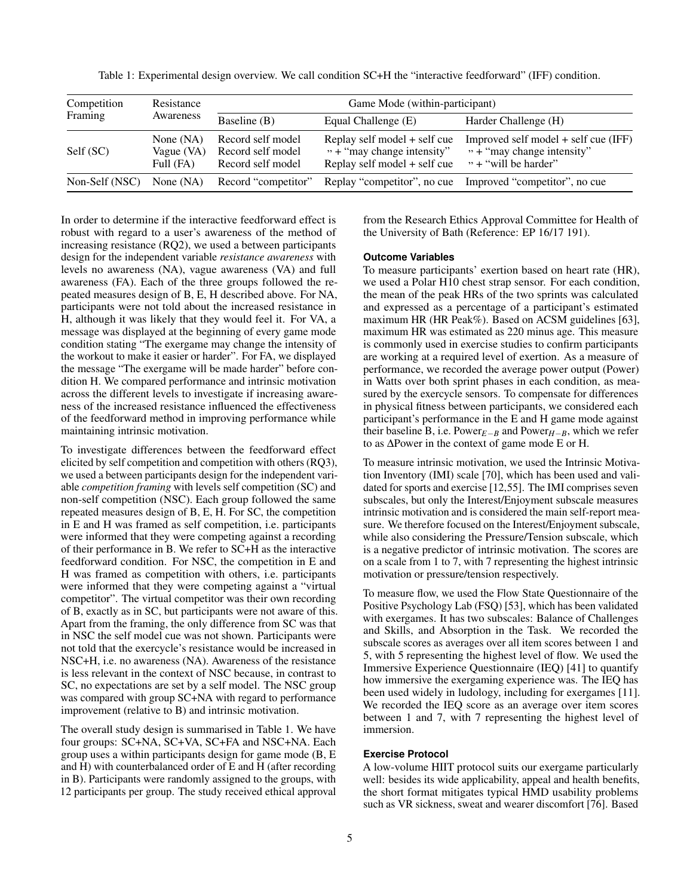Table 1: Experimental design overview. We call condition SC+H the "interactive feedforward" (IFF) condition.

| Competition Framing | Resistance Awareness | Game Mode (within-participant) | | |
|---|---|---|---|---|
| | | Baseline (B) | Equal Challenge (E) | Harder Challenge (H) |
| Self (SC) | None (NA) | Record self model | Replay self model + self cue | Improved self model + self cue (IFF) |
| | Vague (VA) | Record self model | " + "may change intensity" | " + "may change intensity" |
| | Full (FA) | Record self model | Replay self model + self cue | " + "will be harder" |
| Non-Self (NSC) | None (NA) | Record "competitor" | Replay "competitor", no cue | Improved "competitor", no cue |

In order to determine if the interactive feedforward effect is robust with regard to a user's awareness of the method of increasing resistance (RQ2), we used a between participants design for the independent variable *resistance awareness* with levels no awareness (NA), vague awareness (VA) and full awareness (FA). Each of the three groups followed the repeated measures design of B, E, H described above. For NA, participants were not told about the increased resistance in H, although it was likely that they would feel it. For VA, a message was displayed at the beginning of every game mode condition stating "The exergame may change the intensity of the workout to make it easier or harder". For FA, we displayed the message "The exergame will be made harder" before condition H. We compared performance and intrinsic motivation across the different levels to investigate if increasing awareness of the increased resistance influenced the effectiveness of the feedforward method in improving performance while maintaining intrinsic motivation.

To investigate differences between the feedforward effect elicited by self competition and competition with others (RQ3), we used a between participants design for the independent variable *competition framing* with levels self competition (SC) and non-self competition (NSC). Each group followed the same repeated measures design of B, E, H. For SC, the competition in E and H was framed as self competition, i.e. participants were informed that they were competing against a recording of their performance in B. We refer to SC+H as the interactive feedforward condition. For NSC, the competition in E and H was framed as competition with others, i.e. participants were informed that they were competing against a "virtual competitor". The virtual competitor was their own recording of B, exactly as in SC, but participants were not aware of this. Apart from the framing, the only difference from SC was that in NSC the self model cue was not shown. Participants were not told that the exercycle's resistance would be increased in NSC+H, i.e. no awareness (NA). Awareness of the resistance is less relevant in the context of NSC because, in contrast to SC, no expectations are set by a self model. The NSC group was compared with group SC+NA with regard to performance improvement (relative to B) and intrinsic motivation.

The overall study design is summarised in Table 1. We have four groups: SC+NA, SC+VA, SC+FA and NSC+NA. Each group uses a within participants design for game mode (B, E and H) with counterbalanced order of E and H (after recording in B). Participants were randomly assigned to the groups, with 12 participants per group. The study received ethical approval from the Research Ethics Approval Committee for Health of the University of Bath (Reference: EP 16/17 191).

#### Outcome Variables

To measure participants' exertion based on heart rate (HR), we used a Polar H10 chest strap sensor. For each condition, the mean of the peak HRs of the two sprints was calculated and expressed as a percentage of a participant's estimated maximum HR (HR Peak%). Based on ACSM guidelines [63], maximum HR was estimated as 220 minus age. This measure is commonly used in exercise studies to confirm participants are working at a required level of exertion. As a measure of performance, we recorded the average power output (Power) in Watts over both sprint phases in each condition, as measured by the exercycle sensors. To compensate for differences in physical fitness between participants, we considered each participant's performance in the E and H game mode against their baseline B, i.e. $\text{Power}_{E-B}$ and $\text{Power}_{H-B}$, which we refer to as $\Delta$Power in the context of game mode E or H.

To measure intrinsic motivation, we used the Intrinsic Motivation Inventory (IMI) scale [70], which has been used and validated for sports and exercise [12,55]. The IMI comprises seven subscales, but only the Interest/Enjoyment subscale measures intrinsic motivation and is considered the main self-report measure. We therefore focused on the Interest/Enjoyment subscale, while also considering the Pressure/Tension subscale, which is a negative predictor of intrinsic motivation. The scores are on a scale from 1 to 7, with 7 representing the highest intrinsic motivation or pressure/tension respectively.

To measure flow, we used the Flow State Questionnaire of the Positive Psychology Lab (FSQ) [53], which has been validated with exergames. It has two subscales: Balance of Challenges and Skills, and Absorption in the Task. We recorded the subscale scores as averages over all item scores between 1 and 5, with 5 representing the highest level of flow. We used the Immersive Experience Questionnaire (IEQ) [41] to quantify how immersive the exergaming experience was. The IEQ has been used widely in ludology, including for exergames [11]. We recorded the IEQ score as an average over item scores between 1 and 7, with 7 representing the highest level of immersion.

#### Exercise Protocol

A low-volume HIIT protocol suits our exergame particularly well: besides its wide applicability, appeal and health benefits, the short format mitigates typical HMD usability problems such as VR sickness, sweat and wearer discomfort [76]. Based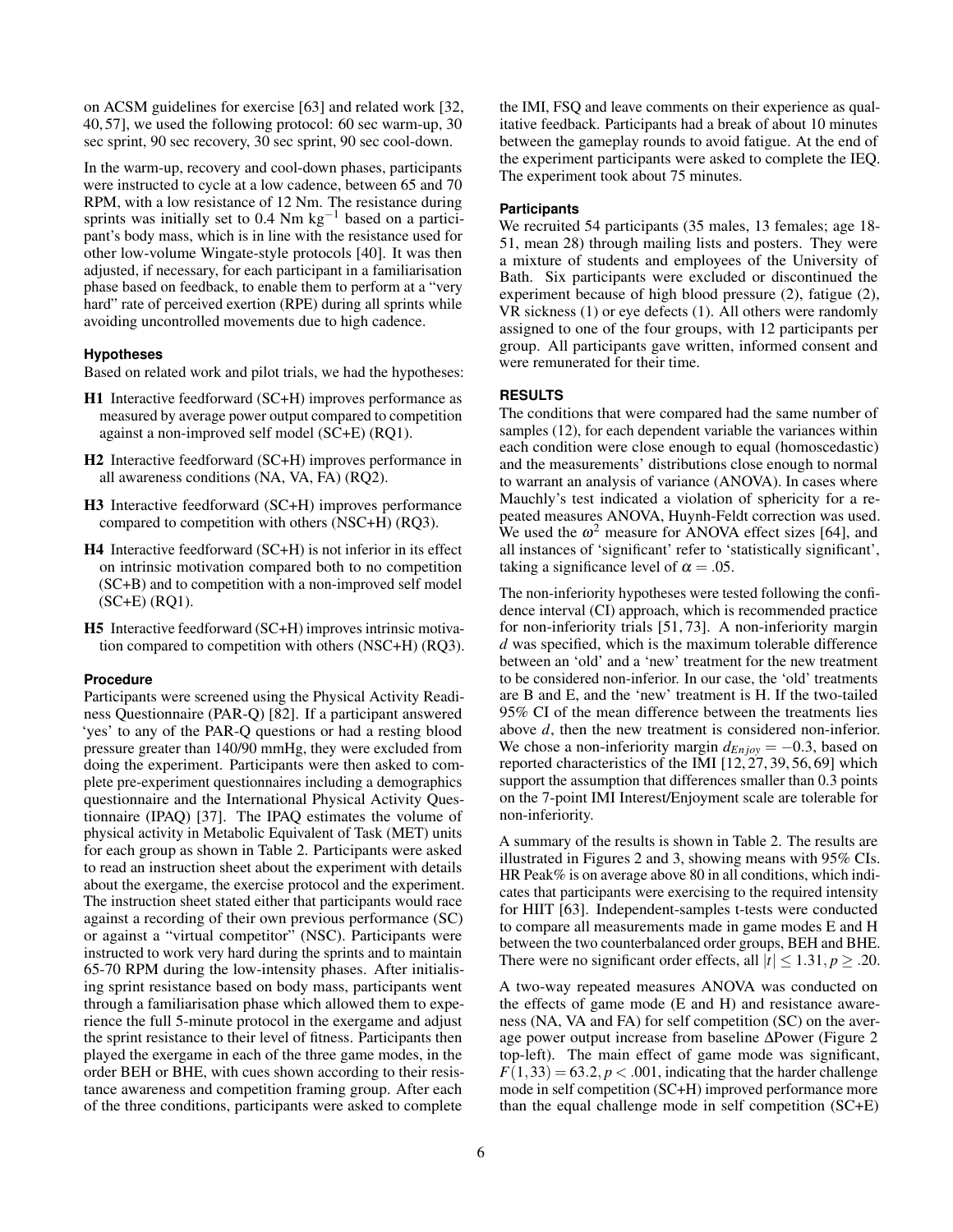on ACSM guidelines for exercise [63] and related work [32, 40, 57], we used the following protocol: 60 sec warm-up, 30 sec sprint, 90 sec recovery, 30 sec sprint, 90 sec cool-down.

In the warm-up, recovery and cool-down phases, participants were instructed to cycle at a low cadence, between 65 and 70 RPM, with a low resistance of 12 Nm. The resistance during sprints was initially set to 0.4 Nm $kg^{-1}$ based on a participant's body mass, which is in line with the resistance used for other low-volume Wingate-style protocols [40]. It was then adjusted, if necessary, for each participant in a familiarisation phase based on feedback, to enable them to perform at a "very hard" rate of perceived exertion (RPE) during all sprints while avoiding uncontrolled movements due to high cadence.

### Hypotheses

Based on related work and pilot trials, we had the hypotheses:

- **H1** Interactive feedforward (SC+H) improves performance as measured by average power output compared to competition against a non-improved self model (SC+E) (RQ1).
- **H2** Interactive feedforward (SC+H) improves performance in all awareness conditions (NA, VA, FA) (RQ2).
- **H3** Interactive feedforward (SC+H) improves performance compared to competition with others (NSC+H) (RQ3).
- **H4** Interactive feedforward (SC+H) is not inferior in its effect on intrinsic motivation compared both to no competition (SC+B) and to competition with a non-improved self model (SC+E) (RQ1).
- **H5** Interactive feedforward (SC+H) improves intrinsic motivation compared to competition with others (NSC+H) (RQ3).

### Procedure

Participants were screened using the Physical Activity Readiness Questionnaire (PAR-Q) [82]. If a participant answered 'yes' to any of the PAR-Q questions or had a resting blood pressure greater than 140/90 mmHg, they were excluded from doing the experiment. Participants were then asked to complete pre-experiment questionnaires including a demographics questionnaire and the International Physical Activity Questionnaire (IPAQ) [37]. The IPAQ estimates the volume of physical activity in Metabolic Equivalent of Task (MET) units for each group as shown in Table 2. Participants were asked to read an instruction sheet about the experiment with details about the exergame, the exercise protocol and the experiment. The instruction sheet stated either that participants would race against a recording of their own previous performance (SC) or against a "virtual competitor" (NSC). Participants were instructed to work very hard during the sprints and to maintain 65-70 RPM during the low-intensity phases. After initialising sprint resistance based on body mass, participants went through a familiarisation phase which allowed them to experience the full 5-minute protocol in the exergame and adjust the sprint resistance to their level of fitness. Participants then played the exergame in each of the three game modes, in the order BEH or BHE, with cues shown according to their resistance awareness and competition framing group. After each of the three conditions, participants were asked to complete the IMI, FSQ and leave comments on their experience as qualitative feedback. Participants had a break of about 10 minutes between the gameplay rounds to avoid fatigue. At the end of the experiment participants were asked to complete the IEQ. The experiment took about 75 minutes.

### Participants

We recruited 54 participants (35 males, 13 females; age 18-51, mean 28) through mailing lists and posters. They were a mixture of students and employees of the University of Bath. Six participants were excluded or discontinued the experiment because of high blood pressure (2), fatigue (2), VR sickness (1) or eye defects (1). All others were randomly assigned to one of the four groups, with 12 participants per group. All participants gave written, informed consent and were remunerated for their time.

## RESULTS

The conditions that were compared had the same number of samples (12), for each dependent variable the variances within each condition were close enough to equal (homoscedastic) and the measurements' distributions close enough to normal to warrant an analysis of variance (ANOVA). In cases where Mauchly's test indicated a violation of sphericity for a repeated measures ANOVA, Huynh-Feldt correction was used. We used the $\omega^2$ measure for ANOVA effect sizes [64], and all instances of 'significant' refer to 'statistically significant', taking a significance level of $\alpha = .05$.

The non-inferiority hypotheses were tested following the confidence interval (CI) approach, which is recommended practice for non-inferiority trials [51, 73]. A non-inferiority margin $d$ was specified, which is the maximum tolerable difference between an 'old' and a 'new' treatment for the new treatment to be considered non-inferior. In our case, the 'old' treatments are B and E, and the 'new' treatment is H. If the two-tailed 95% CI of the mean difference between the treatments lies above $d$, then the new treatment is considered non-inferior. We chose a non-inferiority margin $d_{Enjoy} = -0.3$, based on reported characteristics of the IMI [12, 27, 39, 56, 69] which support the assumption that differences smaller than 0.3 points on the 7-point IMI Interest/Enjoyment scale are tolerable for non-inferiority.

A summary of the results is shown in Table 2. The results are illustrated in Figures 2 and 3, showing means with 95% CIs. HR Peak% is on average above 80 in all conditions, which indicates that participants were exercising to the required intensity for HIIT [63]. Independent-samples t-tests were conducted to compare all measurements made in game modes E and H between the two counterbalanced order groups, BEH and BHE. There were no significant order effects, all $|t| \leq 1.31, p \geq .20$.

A two-way repeated measures ANOVA was conducted on the effects of game mode (E and H) and resistance awareness (NA, VA and FA) for self competition (SC) on the average power output increase from baseline $\Delta$Power (Figure 2 top-left). The main effect of game mode was significant, $F(1,33) = 63.2, p < .001$, indicating that the harder challenge mode in self competition (SC+H) improved performance more than the equal challenge mode in self competition (SC+E)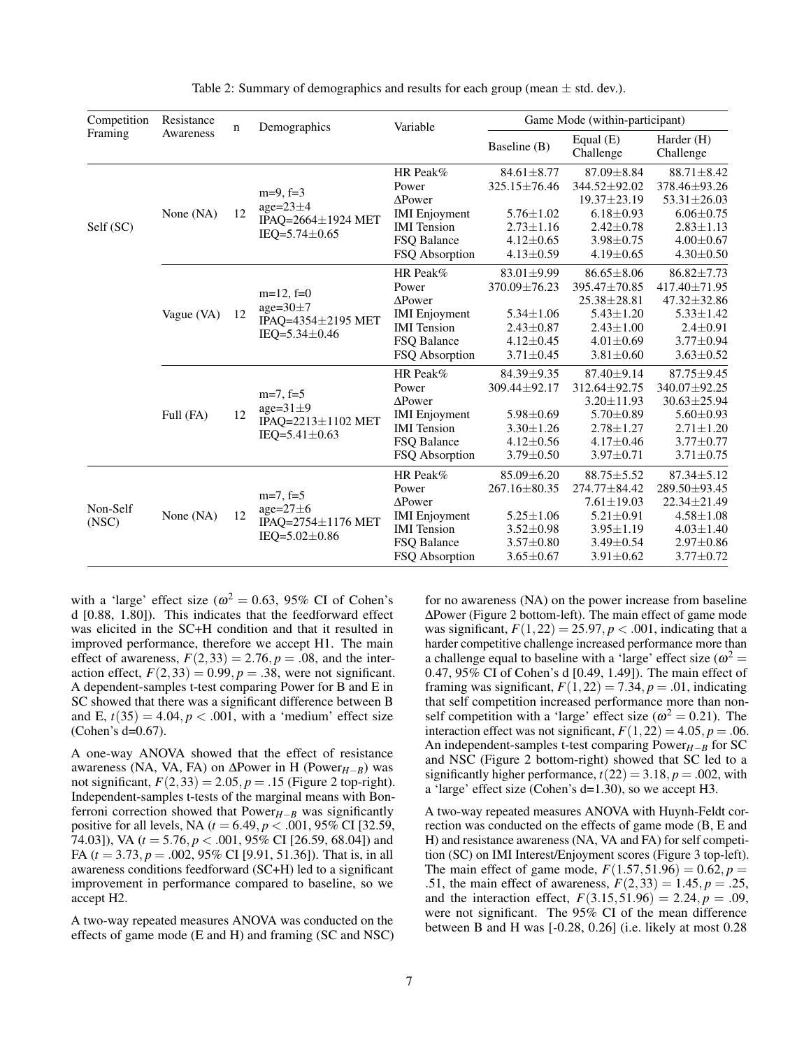Table 2: Summary of demographics and results for each group (mean ± std. dev.).

| Competition Framing | Resistance Awareness | n | Demographics | Variable | Game Mode (within-participant) | | |
|---|---|---|---|---|---|---|---|
| | | | | | Baseline (B) | Equal (E) Challenge | Harder (H) Challenge |
| Self (SC) | None (NA) | 12 | m=9, f=3<br>age=23±4<br>IPAQ=2664±1924 MET<br>IEQ=5.74±0.65 | HR Peak% | 84.61±8.77 | 87.09±8.84 | 88.71±8.42 |
| | | | | Power | 325.15±76.46 | 344.52±92.02 | 378.46±93.26 |
| | | | | ΔPower | | 19.37±23.19 | 53.31±26.03 |
| | | | | IMI Enjoyment | 5.76±1.02 | 6.18±0.93 | 6.06±0.75 |
| | | | | IMI Tension | 2.73±1.16 | 2.42±0.78 | 2.83±1.13 |
| | | | | FSQ Balance | 4.12±0.65 | 3.98±0.75 | 4.00±0.67 |
| | | | | FSQ Absorption | 4.13±0.59 | 4.19±0.65 | 4.30±0.50 |
| | Vague (VA) | 12 | m=12, f=0<br>age=30±7<br>IPAQ=4354±2195 MET<br>IEQ=5.34±0.46 | HR Peak% | 83.01±9.99 | 86.65±8.06 | 86.82±7.73 |
| | | | | Power | 370.09±76.23 | 395.47±70.85 | 417.40±71.95 |
| | | | | ΔPower | | 25.38±28.81 | 47.32±32.86 |
| | | | | IMI Enjoyment | 5.34±1.06 | 5.43±1.20 | 5.33±1.42 |
| | | | | IMI Tension | 2.43±0.87 | 2.43±1.00 | 2.4±0.91 |
| | | | | FSQ Balance | 4.12±0.45 | 4.01±0.69 | 3.77±0.94 |
| | | | | FSQ Absorption | 3.71±0.45 | 3.81±0.60 | 3.63±0.52 |
| | Full (FA) | 12 | m=7, f=5<br>age=31±9<br>IPAQ=2213±1102 MET<br>IEQ=5.41±0.63 | HR Peak% | 84.39±9.35 | 87.40±9.14 | 87.75±9.45 |
| | | | | Power | 309.44±92.17 | 312.64±92.75 | 340.07±92.25 |
| | | | | ΔPower | | 3.20±11.93 | 30.63±25.94 |
| | | | | IMI Enjoyment | 5.98±0.69 | 5.70±0.89 | 5.60±0.93 |
| | | | | IMI Tension | 3.30±1.26 | 2.78±1.27 | 2.71±1.20 |
| | | | | FSQ Balance | 4.12±0.56 | 4.17±0.46 | 3.77±0.77 |
| | | | | FSQ Absorption | 3.79±0.50 | 3.97±0.71 | 3.71±0.75 |
| Non-Self (NSC) | None (NA) | 12 | m=7, f=5<br>age=27±6<br>IPAQ=2754±1176 MET<br>IEQ=5.02±0.86 | HR Peak% | 85.09±6.20 | 88.75±5.52 | 87.34±5.12 |
| | | | | Power | 267.16±80.35 | 274.77±84.42 | 289.50±93.45 |
| | | | | ΔPower | | 7.61±19.03 | 22.34±21.49 |
| | | | | IMI Enjoyment | 5.25±1.06 | 5.21±0.91 | 4.58±1.08 |
| | | | | IMI Tension | 3.52±0.98 | 3.95±1.19 | 4.03±1.40 |
| | | | | FSQ Balance | 3.57±0.80 | 3.49±0.54 | 2.97±0.86 |
| | | | | FSQ Absorption | 3.65±0.67 | 3.91±0.62 | 3.77±0.72 |

with a 'large' effect size ($\omega^2 = 0.63$, 95% CI of Cohen's d [0.88, 1.80]). This indicates that the feedforward effect was elicited in the SC+H condition and that it resulted in improved performance, therefore we accept H1. The main effect of awareness, $F(2,33) = 2.76, p = .08$, and the interaction effect, $F(2,33) = 0.99, p = .38$, were not significant. A dependent-samples t-test comparing Power for B and E in SC showed that there was a significant difference between B and E, $t(35) = 4.04, p < .001$, with a 'medium' effect size (Cohen's d=0.67).

A one-way ANOVA showed that the effect of resistance awareness (NA, VA, FA) on ΔPower in H ($\text{Power}_{H-B}$) was not significant, $F(2,33) = 2.05, p = .15$ (Figure 2 top-right). Independent-samples t-tests of the marginal means with Bonferroni correction showed that $\text{Power}_{H-B}$ was significantly positive for all levels, NA ($t = 6.49, p < .001$, 95% CI [32.59, 74.03]), VA ($t = 5.76, p < .001$, 95% CI [26.59, 68.04]) and FA ($t = 3.73, p = .002$, 95% CI [9.91, 51.36]). That is, in all awareness conditions feedforward (SC+H) led to a significant improvement in performance compared to baseline, so we accept H2.

A two-way repeated measures ANOVA was conducted on the effects of game mode (E and H) and framing (SC and NSC) for no awareness (NA) on the power increase from baseline ΔPower (Figure 2 bottom-left). The main effect of game mode was significant, $F(1,22) = 25.97, p < .001$, indicating that a harder competitive challenge increased performance more than a challenge equal to baseline with a 'large' effect size ($\omega^2 = 0.47$, 95% CI of Cohen's d [0.49, 1.49]). The main effect of framing was significant, $F(1,22) = 7.34, p = .01$, indicating that self competition increased performance more than non-self competition with a 'large' effect size ($\omega^2 = 0.21$). The interaction effect was not significant, $F(1,22) = 4.05, p = .06$. An independent-samples t-test comparing $\text{Power}_{H-B}$ for SC and NSC (Figure 2 bottom-right) showed that SC led to a significantly higher performance, $t(22) = 3.18, p = .002$, with a 'large' effect size (Cohen's d=1.30), so we accept H3.

A two-way repeated measures ANOVA with Huynh-Feldt correction was conducted on the effects of game mode (B, E and H) and resistance awareness (NA, VA and FA) for self competition (SC) on IMI Interest/Enjoyment scores (Figure 3 top-left). The main effect of game mode, $F(1.57, 51.96) = 0.62, p = .51$, the main effect of awareness, $F(2,33) = 1.45, p = .25$, and the interaction effect, $F(3.15, 51.96) = 2.24, p = .09$, were not significant. The 95% CI of the mean difference between B and H was [-0.28, 0.26] (i.e. likely at most 0.28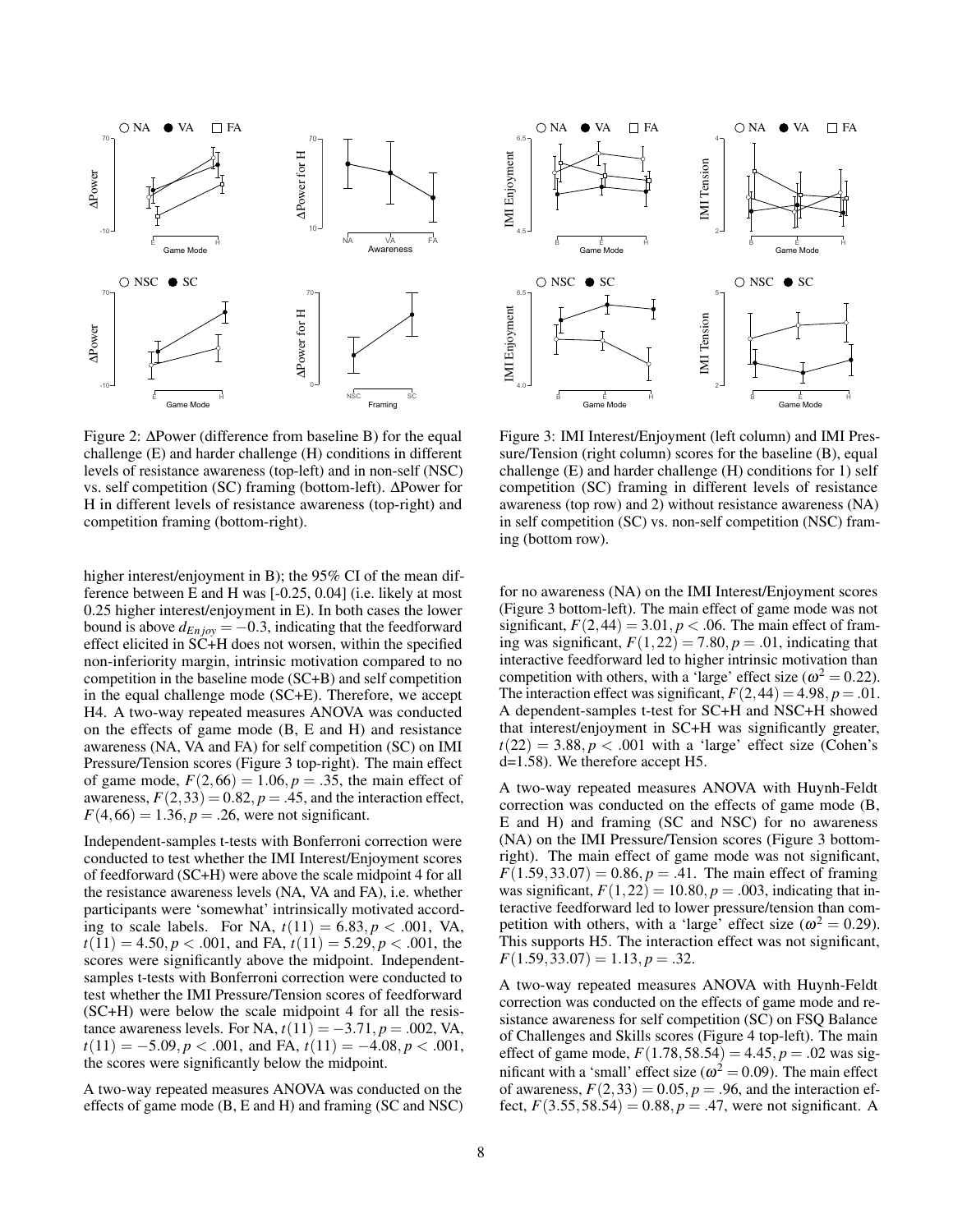○ NA ● VA □ FA

70
ΔPower
-10
E H
Game Mode

70
ΔPower for H
10
NA VA FA
Awareness

○ NSC ● SC

70
ΔPower
-10
E H
Game Mode

70
ΔPower for H
0
NSC SC
Framing

Figure 2: ΔPower (difference from baseline B) for the equal challenge (E) and harder challenge (H) conditions in different levels of resistance awareness (top-left) and in non-self (NSC) vs. self competition (SC) framing (bottom-left). ΔPower for H in different levels of resistance awareness (top-right) and competition framing (bottom-right).

○ NA ● VA □ FA

6.5
IMI Enjoyment
4.5
B E H
Game Mode

4
IMI Tension
2
B E H
Game Mode

○ NSC ● SC

6.5
IMI Enjoyment
4.0
B E H
Game Mode

5
IMI Tension
2
B E H
Game Mode

Figure 3: IMI Interest/Enjoyment (left column) and IMI Pressure/Tension (right column) scores for the baseline (B), equal challenge (E) and harder challenge (H) conditions for 1) self competition (SC) framing in different levels of resistance awareness (top row) and 2) without resistance awareness (NA) in self competition (SC) vs. non-self competition (NSC) framing (bottom row).

higher interest/enjoyment in B); the 95% CI of the mean difference between E and H was [-0.25, 0.04] (i.e. likely at most 0.25 higher interest/enjoyment in E). In both cases the lower bound is above $d_{Enjoy} = -0.3$, indicating that the feedforward effect elicited in SC+H does not worsen, within the specified non-inferiority margin, intrinsic motivation compared to no competition in the baseline mode (SC+B) and self competition in the equal challenge mode (SC+E). Therefore, we accept H4. A two-way repeated measures ANOVA was conducted on the effects of game mode (B, E and H) and resistance awareness (NA, VA and FA) for self competition (SC) on IMI Pressure/Tension scores (Figure 3 top-right). The main effect of game mode, $F(2,66) = 1.06, p = .35$, the main effect of awareness, $F(2,33) = 0.82, p = .45$, and the interaction effect, $F(4,66) = 1.36, p = .26$, were not significant.

Independent-samples t-tests with Bonferroni correction were conducted to test whether the IMI Interest/Enjoyment scores of feedforward (SC+H) were above the scale midpoint 4 for all the resistance awareness levels (NA, VA and FA), i.e. whether participants were 'somewhat' intrinsically motivated according to scale labels. For NA, $t(11) = 6.83, p < .001$, VA, $t(11) = 4.50, p < .001$, and FA, $t(11) = 5.29, p < .001$, the scores were significantly above the midpoint. Independent-samples t-tests with Bonferroni correction were conducted to test whether the IMI Pressure/Tension scores of feedforward (SC+H) were below the scale midpoint 4 for all the resistance awareness levels. For NA, $t(11) = -3.71, p = .002$, VA, $t(11) = -5.09, p < .001$, and FA, $t(11) = -4.08, p < .001$, the scores were significantly below the midpoint.

A two-way repeated measures ANOVA was conducted on the effects of game mode (B, E and H) and framing (SC and NSC) for no awareness (NA) on the IMI Interest/Enjoyment scores (Figure 3 bottom-left). The main effect of game mode was not significant, $F(2,44) = 3.01, p < .06$. The main effect of framing was significant, $F(1,22) = 7.80, p = .01$, indicating that interactive feedforward led to higher intrinsic motivation than competition with others, with a 'large' effect size ($\omega^2 = 0.22$). The interaction effect was significant, $F(2,44) = 4.98, p = .01$. A dependent-samples t-test for SC+H and NSC+H showed that interest/enjoyment in SC+H was significantly greater, $t(22) = 3.88, p < .001$ with a 'large' effect size (Cohen's d=1.58). We therefore accept H5.

A two-way repeated measures ANOVA with Huynh-Feldt correction was conducted on the effects of game mode (B, E and H) and framing (SC and NSC) for no awareness (NA) on the IMI Pressure/Tension scores (Figure 3 bottom-right). The main effect of game mode was not significant, $F(1.59,33.07) = 0.86, p = .41$. The main effect of framing was significant, $F(1,22) = 10.80, p = .003$, indicating that interactive feedforward led to lower pressure/tension than competition with others, with a 'large' effect size ($\omega^2 = 0.29$). This supports H5. The interaction effect was not significant, $F(1.59,33.07) = 1.13, p = .32$.

A two-way repeated measures ANOVA with Huynh-Feldt correction was conducted on the effects of game mode and resistance awareness for self competition (SC) on FSQ Balance of Challenges and Skills scores (Figure 4 top-left). The main effect of game mode, $F(1.78,58.54) = 4.45, p = .02$ was significant with a 'small' effect size ($\omega^2 = 0.09$). The main effect of awareness, $F(2,33) = 0.05, p = .96$, and the interaction effect, $F(3.55,58.54) = 0.88, p = .47$, were not significant. A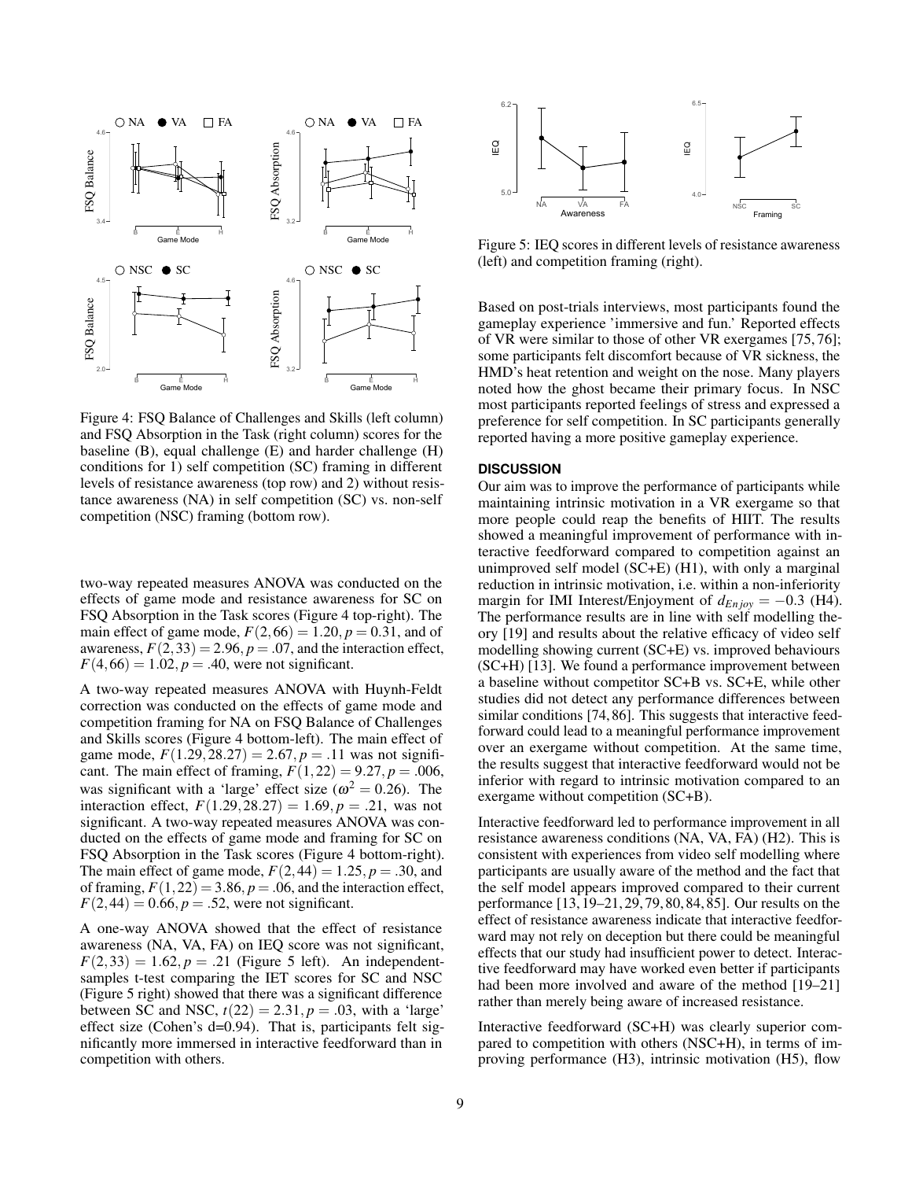○ NA ● VA □ FA

FSQ Balance

4.6

3.4

B E H

Game Mode

○ NA ● VA □ FA

FSQ Absorption

4.6

3.2

B E H

Game Mode

○ NSC ● SC

FSQ Balance

4.5

2.0

B E H

Game Mode

○ NSC ● SC

FSQ Absorption

4.6

3.2

B E H

Game Mode

Figure 4: FSQ Balance of Challenges and Skills (left column) and FSQ Absorption in the Task (right column) scores for the baseline (B), equal challenge (E) and harder challenge (H) conditions for 1) self competition (SC) framing in different levels of resistance awareness (top row) and 2) without resistance awareness (NA) in self competition (SC) vs. non-self competition (NSC) framing (bottom row).

two-way repeated measures ANOVA was conducted on the effects of game mode and resistance awareness for SC on FSQ Absorption in the Task scores (Figure 4 top-right). The main effect of game mode, $F(2,66) = 1.20, p = 0.31$, and of awareness, $F(2,33) = 2.96, p = .07$, and the interaction effect, $F(4,66) = 1.02, p = .40$, were not significant.

A two-way repeated measures ANOVA with Huynh-Feldt correction was conducted on the effects of game mode and competition framing for NA on FSQ Balance of Challenges and Skills scores (Figure 4 bottom-left). The main effect of game mode, $F(1.29,28.27) = 2.67, p = .11$ was not significant. The main effect of framing, $F(1,22) = 9.27, p = .006$, was significant with a 'large' effect size ($\omega^2 = 0.26$). The interaction effect, $F(1.29,28.27) = 1.69, p = .21$, was not significant. A two-way repeated measures ANOVA was conducted on the effects of game mode and framing for SC on FSQ Absorption in the Task scores (Figure 4 bottom-right). The main effect of game mode, $F(2,44) = 1.25, p = .30$, and of framing, $F(1,22) = 3.86, p = .06$, and the interaction effect, $F(2,44) = 0.66, p = .52$, were not significant.

A one-way ANOVA showed that the effect of resistance awareness (NA, VA, FA) on IEQ score was not significant, $F(2,33) = 1.62, p = .21$ (Figure 5 left). An independent-samples t-test comparing the IET scores for SC and NSC (Figure 5 right) showed that there was a significant difference between SC and NSC, $t(22) = 2.31, p = .03$, with a 'large' effect size (Cohen's d=0.94). That is, participants felt significantly more immersed in interactive feedforward than in competition with others.

IEQ

6.2

5.0

NA VA FA

Awareness

IEQ

6.5

4.0

NSC SC

Framing

Figure 5: IEQ scores in different levels of resistance awareness (left) and competition framing (right).

Based on post-trials interviews, most participants found the gameplay experience 'immersive and fun.' Reported effects of VR were similar to those of other VR exergames [75, 76]; some participants felt discomfort because of VR sickness, the HMD's heat retention and weight on the nose. Many players noted how the ghost became their primary focus. In NSC most participants reported feelings of stress and expressed a preference for self competition. In SC participants generally reported having a more positive gameplay experience.

## DISCUSSION

Our aim was to improve the performance of participants while maintaining intrinsic motivation in a VR exergame so that more people could reap the benefits of HIIT. The results showed a meaningful improvement of performance with interactive feedforward compared to competition against an unimproved self model (SC+E) (H1), with only a marginal reduction in intrinsic motivation, i.e. within a non-inferiority margin for IMI Interest/Enjoyment of $d_{Enjoy} = -0.3$ (H4). The performance results are in line with self modelling theory [19] and results about the relative efficacy of video self modelling showing current (SC+E) vs. improved behaviours (SC+H) [13]. We found a performance improvement between a baseline without competitor SC+B vs. SC+E, while other studies did not detect any performance differences between similar conditions [74, 86]. This suggests that interactive feedforward could lead to a meaningful performance improvement over an exergame without competition. At the same time, the results suggest that interactive feedforward would not be inferior with regard to intrinsic motivation compared to an exergame without competition (SC+B).

Interactive feedforward led to performance improvement in all resistance awareness conditions (NA, VA, FA) (H2). This is consistent with experiences from video self modelling where participants are usually aware of the method and the fact that the self model appears improved compared to their current performance [13, 19–21, 29, 79, 80, 84, 85]. Our results on the effect of resistance awareness indicate that interactive feedforward may not rely on deception but there could be meaningful effects that our study had insufficient power to detect. Interactive feedforward may have worked even better if participants had been more involved and aware of the method [19–21] rather than merely being aware of increased resistance.

Interactive feedforward (SC+H) was clearly superior compared to competition with others (NSC+H), in terms of improving performance (H3), intrinsic motivation (H5), flow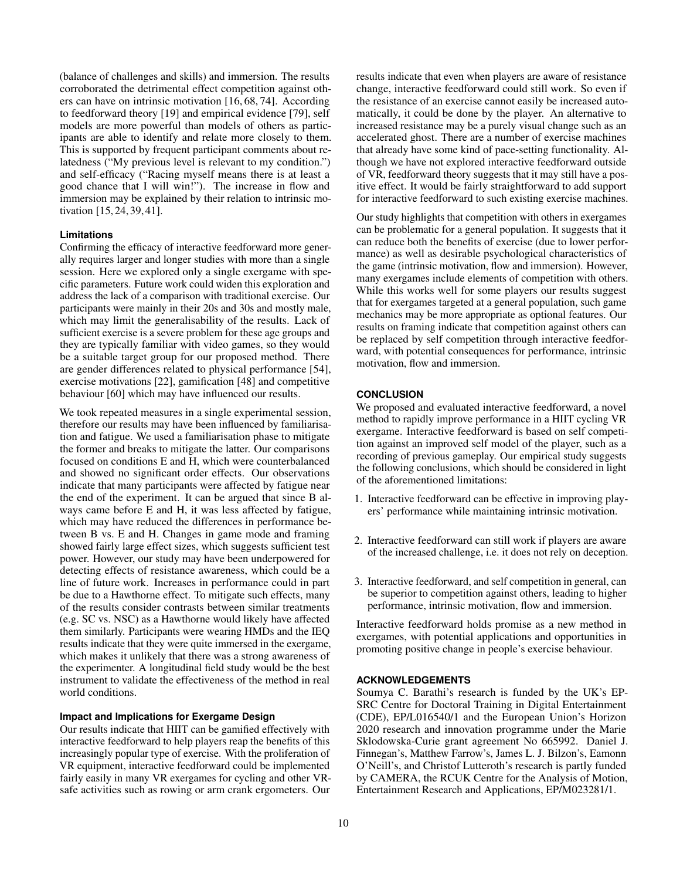(balance of challenges and skills) and immersion. The results corroborated the detrimental effect competition against others can have on intrinsic motivation [16, 68, 74]. According to feedforward theory [19] and empirical evidence [79], self models are more powerful than models of others as participants are able to identify and relate more closely to them. This is supported by frequent participant comments about relatedness ("My previous level is relevant to my condition.") and self-efficacy ("Racing myself means there is at least a good chance that I will win!"). The increase in flow and immersion may be explained by their relation to intrinsic motivation [15, 24, 39, 41].

#### Limitations

Confirming the efficacy of interactive feedforward more generally requires larger and longer studies with more than a single session. Here we explored only a single exergame with specific parameters. Future work could widen this exploration and address the lack of a comparison with traditional exercise. Our participants were mainly in their 20s and 30s and mostly male, which may limit the generalisability of the results. Lack of sufficient exercise is a severe problem for these age groups and they are typically familiar with video games, so they would be a suitable target group for our proposed method. There are gender differences related to physical performance [54], exercise motivations [22], gamification [48] and competitive behaviour [60] which may have influenced our results.

We took repeated measures in a single experimental session, therefore our results may have been influenced by familiarisation and fatigue. We used a familiarisation phase to mitigate the former and breaks to mitigate the latter. Our comparisons focused on conditions E and H, which were counterbalanced and showed no significant order effects. Our observations indicate that many participants were affected by fatigue near the end of the experiment. It can be argued that since B always came before E and H, it was less affected by fatigue, which may have reduced the differences in performance between B vs. E and H. Changes in game mode and framing showed fairly large effect sizes, which suggests sufficient test power. However, our study may have been underpowered for detecting effects of resistance awareness, which could be a line of future work. Increases in performance could in part be due to a Hawthorne effect. To mitigate such effects, many of the results consider contrasts between similar treatments (e.g. SC vs. NSC) as a Hawthorne would likely have affected them similarly. Participants were wearing HMDs and the IEQ results indicate that they were quite immersed in the exergame, which makes it unlikely that there was a strong awareness of the experimenter. A longitudinal field study would be the best instrument to validate the effectiveness of the method in real world conditions.

#### Impact and Implications for Exergame Design

Our results indicate that HIIT can be gamified effectively with interactive feedforward to help players reap the benefits of this increasingly popular type of exercise. With the proliferation of VR equipment, interactive feedforward could be implemented fairly easily in many VR exergames for cycling and other VR-safe activities such as rowing or arm crank ergometers. Our results indicate that even when players are aware of resistance change, interactive feedforward could still work. So even if the resistance of an exercise cannot easily be increased automatically, it could be done by the player. An alternative to increased resistance may be a purely visual change such as an accelerated ghost. There are a number of exercise machines that already have some kind of pace-setting functionality. Although we have not explored interactive feedforward outside of VR, feedforward theory suggests that it may still have a positive effect. It would be fairly straightforward to add support for interactive feedforward to such existing exercise machines.

Our study highlights that competition with others in exergames can be problematic for a general population. It suggests that it can reduce both the benefits of exercise (due to lower performance) as well as desirable psychological characteristics of the game (intrinsic motivation, flow and immersion). However, many exergames include elements of competition with others. While this works well for some players our results suggest that for exergames targeted at a general population, such game mechanics may be more appropriate as optional features. Our results on framing indicate that competition against others can be replaced by self competition through interactive feedforward, with potential consequences for performance, intrinsic motivation, flow and immersion.

### CONCLUSION

We proposed and evaluated interactive feedforward, a novel method to rapidly improve performance in a HIIT cycling VR exergame. Interactive feedforward is based on self competition against an improved self model of the player, such as a recording of previous gameplay. Our empirical study suggests the following conclusions, which should be considered in light of the aforementioned limitations:

1. Interactive feedforward can be effective in improving players' performance while maintaining intrinsic motivation.
2. Interactive feedforward can still work if players are aware of the increased challenge, i.e. it does not rely on deception.
3. Interactive feedforward, and self competition in general, can be superior to competition against others, leading to higher performance, intrinsic motivation, flow and immersion.

Interactive feedforward holds promise as a new method in exergames, with potential applications and opportunities in promoting positive change in people's exercise behaviour.

### ACKNOWLEDGEMENTS

Soumya C. Barathi's research is funded by the UK's EPSRC Centre for Doctoral Training in Digital Entertainment (CDE), EP/L016540/1 and the European Union's Horizon 2020 research and innovation programme under the Marie Sklodowska-Curie grant agreement No 665992. Daniel J. Finnegan's, Matthew Farrow's, James L. J. Bilzon's, Eamonn O'Neill's, and Christof Lutteroth's research is partly funded by CAMERA, the RCUK Centre for the Analysis of Motion, Entertainment Research and Applications, EP/M023281/1.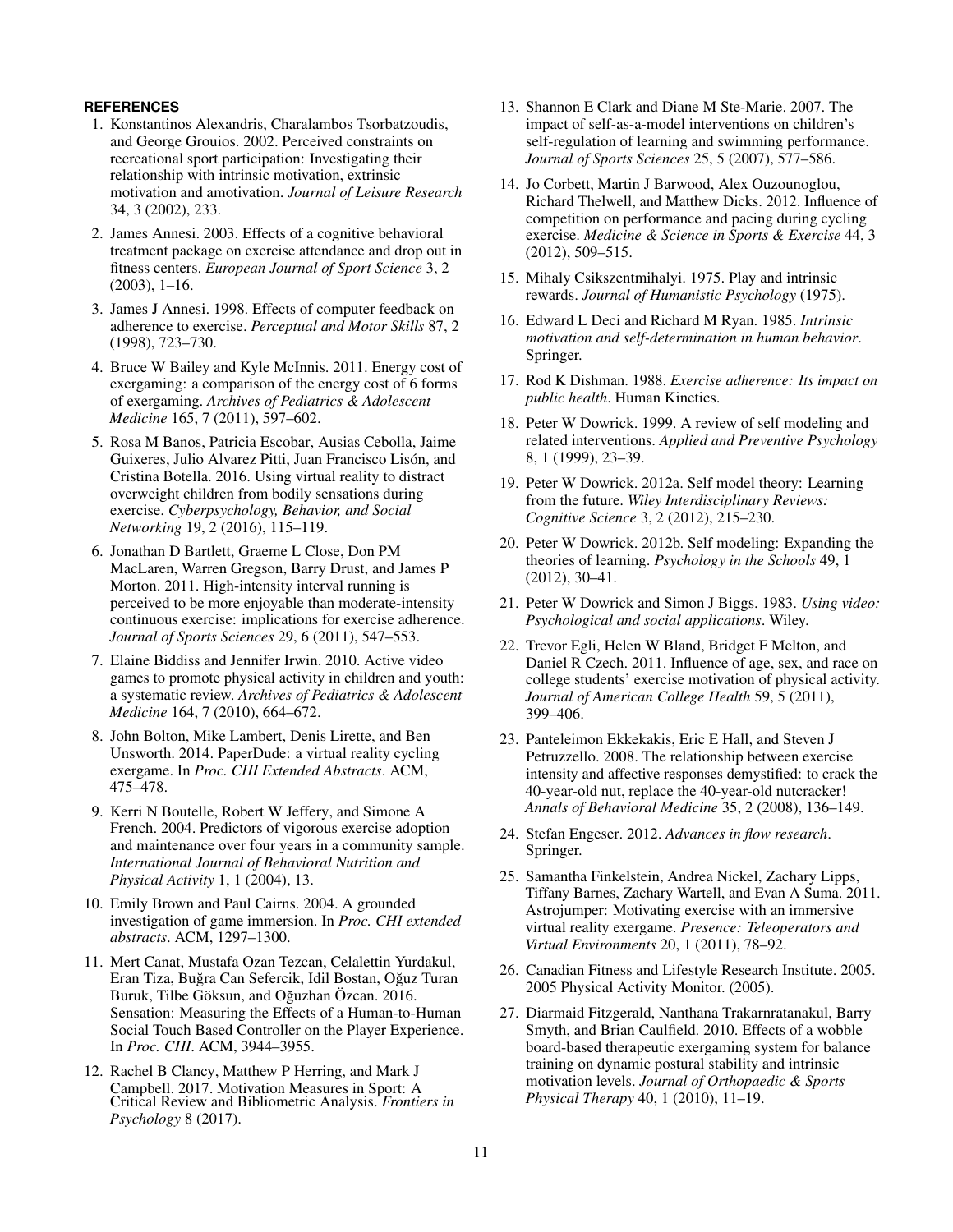## REFERENCES

1. Konstantinos Alexandris, Charalambos Tsorbatzoudis, and George Grouios. 2002. Perceived constraints on recreational sport participation: Investigating their relationship with intrinsic motivation, extrinsic motivation and amotivation. *Journal of Leisure Research* 34, 3 (2002), 233.
2. James Annesi. 2003. Effects of a cognitive behavioral treatment package on exercise attendance and drop out in fitness centers. *European Journal of Sport Science* 3, 2 (2003), 1–16.
3. James J Annesi. 1998. Effects of computer feedback on adherence to exercise. *Perceptual and Motor Skills* 87, 2 (1998), 723–730.
4. Bruce W Bailey and Kyle McInnis. 2011. Energy cost of exergaming: a comparison of the energy cost of 6 forms of exergaming. *Archives of Pediatrics & Adolescent Medicine* 165, 7 (2011), 597–602.
5. Rosa M Banos, Patricia Escobar, Ausias Cebolla, Jaime Guixeres, Julio Alvarez Pitti, Juan Francisco Lisón, and Cristina Botella. 2016. Using virtual reality to distract overweight children from bodily sensations during exercise. *Cyberpsychology, Behavior, and Social Networking* 19, 2 (2016), 115–119.
6. Jonathan D Bartlett, Graeme L Close, Don PM MacLaren, Warren Gregson, Barry Drust, and James P Morton. 2011. High-intensity interval running is perceived to be more enjoyable than moderate-intensity continuous exercise: implications for exercise adherence. *Journal of Sports Sciences* 29, 6 (2011), 547–553.
7. Elaine Biddiss and Jennifer Irwin. 2010. Active video games to promote physical activity in children and youth: a systematic review. *Archives of Pediatrics & Adolescent Medicine* 164, 7 (2010), 664–672.
8. John Bolton, Mike Lambert, Denis Lirette, and Ben Unsworth. 2014. PaperDude: a virtual reality cycling exergame. In *Proc. CHI Extended Abstracts*. ACM, 475–478.
9. Kerri N Boutelle, Robert W Jeffery, and Simone A French. 2004. Predictors of vigorous exercise adoption and maintenance over four years in a community sample. *International Journal of Behavioral Nutrition and Physical Activity* 1, 1 (2004), 13.
10. Emily Brown and Paul Cairns. 2004. A grounded investigation of game immersion. In *Proc. CHI extended abstracts*. ACM, 1297–1300.
11. Mert Canat, Mustafa Ozan Tezcan, Celalettin Yurdakul, Eran Tiza, Buğra Can Sefercik, Idil Bostan, Oğuz Turan Buruk, Tilbe Göksun, and Oğuzhan Özcan. 2016. Sensation: Measuring the Effects of a Human-to-Human Social Touch Based Controller on the Player Experience. In *Proc. CHI*. ACM, 3944–3955.
12. Rachel B Clancy, Matthew P Herring, and Mark J Campbell. 2017. Motivation Measures in Sport: A Critical Review and Bibliometric Analysis. *Frontiers in Psychology* 8 (2017).
13. Shannon E Clark and Diane M Ste-Marie. 2007. The impact of self-as-a-model interventions on children's self-regulation of learning and swimming performance. *Journal of Sports Sciences* 25, 5 (2007), 577–586.
14. Jo Corbett, Martin J Barwood, Alex Ouzounoglou, Richard Thelwell, and Matthew Dicks. 2012. Influence of competition on performance and pacing during cycling exercise. *Medicine & Science in Sports & Exercise* 44, 3 (2012), 509–515.
15. Mihaly Csikszentmihalyi. 1975. Play and intrinsic rewards. *Journal of Humanistic Psychology* (1975).
16. Edward L Deci and Richard M Ryan. 1985. *Intrinsic motivation and self-determination in human behavior*. Springer.
17. Rod K Dishman. 1988. *Exercise adherence: Its impact on public health*. Human Kinetics.
18. Peter W Dowrick. 1999. A review of self modeling and related interventions. *Applied and Preventive Psychology* 8, 1 (1999), 23–39.
19. Peter W Dowrick. 2012a. Self model theory: Learning from the future. *Wiley Interdisciplinary Reviews: Cognitive Science* 3, 2 (2012), 215–230.
20. Peter W Dowrick. 2012b. Self modeling: Expanding the theories of learning. *Psychology in the Schools* 49, 1 (2012), 30–41.
21. Peter W Dowrick and Simon J Biggs. 1983. *Using video: Psychological and social applications*. Wiley.
22. Trevor Egli, Helen W Bland, Bridget F Melton, and Daniel R Czech. 2011. Influence of age, sex, and race on college students' exercise motivation of physical activity. *Journal of American College Health* 59, 5 (2011), 399–406.
23. Panteleimon Ekkekakis, Eric E Hall, and Steven J Petruzzello. 2008. The relationship between exercise intensity and affective responses demystified: to crack the 40-year-old nut, replace the 40-year-old nutcracker! *Annals of Behavioral Medicine* 35, 2 (2008), 136–149.
24. Stefan Engeser. 2012. *Advances in flow research*. Springer.
25. Samantha Finkelstein, Andrea Nickel, Zachary Lipps, Tiffany Barnes, Zachary Wartell, and Evan A Suma. 2011. Astrojumper: Motivating exercise with an immersive virtual reality exergame. *Presence: Teleoperators and Virtual Environments* 20, 1 (2011), 78–92.
26. Canadian Fitness and Lifestyle Research Institute. 2005. 2005 Physical Activity Monitor. (2005).
27. Diarmaid Fitzgerald, Nanthana Trakarnratanakul, Barry Smyth, and Brian Caulfield. 2010. Effects of a wobble board-based therapeutic exergaming system for balance training on dynamic postural stability and intrinsic motivation levels. *Journal of Orthopaedic & Sports Physical Therapy* 40, 1 (2010), 11–19.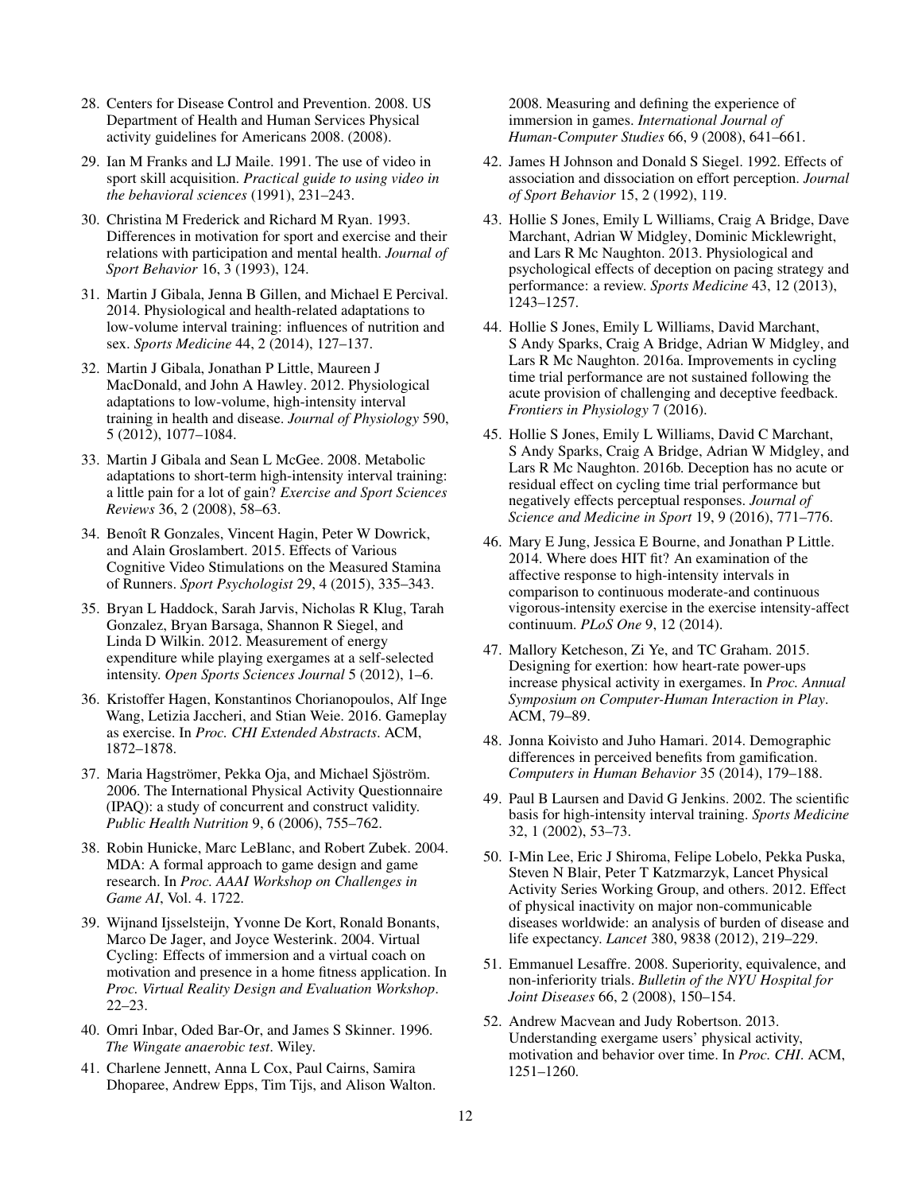28. Centers for Disease Control and Prevention. 2008. US Department of Health and Human Services Physical activity guidelines for Americans 2008. (2008).

29. Ian M Franks and LJ Maile. 1991. The use of video in sport skill acquisition. *Practical guide to using video in the behavioral sciences* (1991), 231–243.

30. Christina M Frederick and Richard M Ryan. 1993. Differences in motivation for sport and exercise and their relations with participation and mental health. *Journal of Sport Behavior* 16, 3 (1993), 124.

31. Martin J Gibala, Jenna B Gillen, and Michael E Percival. 2014. Physiological and health-related adaptations to low-volume interval training: influences of nutrition and sex. *Sports Medicine* 44, 2 (2014), 127–137.

32. Martin J Gibala, Jonathan P Little, Maureen J MacDonald, and John A Hawley. 2012. Physiological adaptations to low-volume, high-intensity interval training in health and disease. *Journal of Physiology* 590, 5 (2012), 1077–1084.

33. Martin J Gibala and Sean L McGee. 2008. Metabolic adaptations to short-term high-intensity interval training: a little pain for a lot of gain? *Exercise and Sport Sciences Reviews* 36, 2 (2008), 58–63.

34. Benoît R Gonzales, Vincent Hagin, Peter W Dowrick, and Alain Groslambert. 2015. Effects of Various Cognitive Video Stimulations on the Measured Stamina of Runners. *Sport Psychologist* 29, 4 (2015), 335–343.

35. Bryan L Haddock, Sarah Jarvis, Nicholas R Klug, Tarah Gonzalez, Bryan Barsaga, Shannon R Siegel, and Linda D Wilkin. 2012. Measurement of energy expenditure while playing exergames at a self-selected intensity. *Open Sports Sciences Journal* 5 (2012), 1–6.

36. Kristoffer Hagen, Konstantinos Chorianopoulos, Alf Inge Wang, Letizia Jaccheri, and Stian Weie. 2016. Gameplay as exercise. In *Proc. CHI Extended Abstracts*. ACM, 1872–1878.

37. Maria Hagströmer, Pekka Oja, and Michael Sjöström. 2006. The International Physical Activity Questionnaire (IPAQ): a study of concurrent and construct validity. *Public Health Nutrition* 9, 6 (2006), 755–762.

38. Robin Hunicke, Marc LeBlanc, and Robert Zubek. 2004. MDA: A formal approach to game design and game research. In *Proc. AAAI Workshop on Challenges in Game AI*, Vol. 4. 1722.

39. Wijnand Ijsselsteijn, Yvonne De Kort, Ronald Bonants, Marco De Jager, and Joyce Westerink. 2004. Virtual Cycling: Effects of immersion and a virtual coach on motivation and presence in a home fitness application. In *Proc. Virtual Reality Design and Evaluation Workshop*. 22–23.

40. Omri Inbar, Oded Bar-Or, and James S Skinner. 1996. *The Wingate anaerobic test*. Wiley.

41. Charlene Jennett, Anna L Cox, Paul Cairns, Samira Dhoparee, Andrew Epps, Tim Tijs, and Alison Walton. 2008. Measuring and defining the experience of immersion in games. *International Journal of Human-Computer Studies* 66, 9 (2008), 641–661.

42. James H Johnson and Donald S Siegel. 1992. Effects of association and dissociation on effort perception. *Journal of Sport Behavior* 15, 2 (1992), 119.

43. Hollie S Jones, Emily L Williams, Craig A Bridge, Dave Marchant, Adrian W Midgley, Dominic Micklewright, and Lars R Mc Naughton. 2013. Physiological and psychological effects of deception on pacing strategy and performance: a review. *Sports Medicine* 43, 12 (2013), 1243–1257.

44. Hollie S Jones, Emily L Williams, David Marchant, S Andy Sparks, Craig A Bridge, Adrian W Midgley, and Lars R Mc Naughton. 2016a. Improvements in cycling time trial performance are not sustained following the acute provision of challenging and deceptive feedback. *Frontiers in Physiology* 7 (2016).

45. Hollie S Jones, Emily L Williams, David C Marchant, S Andy Sparks, Craig A Bridge, Adrian W Midgley, and Lars R Mc Naughton. 2016b. Deception has no acute or residual effect on cycling time trial performance but negatively effects perceptual responses. *Journal of Science and Medicine in Sport* 19, 9 (2016), 771–776.

46. Mary E Jung, Jessica E Bourne, and Jonathan P Little. 2014. Where does HIT fit? An examination of the affective response to high-intensity intervals in comparison to continuous moderate-and continuous vigorous-intensity exercise in the exercise intensity-affect continuum. *PLoS One* 9, 12 (2014).

47. Mallory Ketcheson, Zi Ye, and TC Graham. 2015. Designing for exertion: how heart-rate power-ups increase physical activity in exergames. In *Proc. Annual Symposium on Computer-Human Interaction in Play*. ACM, 79–89.

48. Jonna Koivisto and Juho Hamari. 2014. Demographic differences in perceived benefits from gamification. *Computers in Human Behavior* 35 (2014), 179–188.

49. Paul B Laursen and David G Jenkins. 2002. The scientific basis for high-intensity interval training. *Sports Medicine* 32, 1 (2002), 53–73.

50. I-Min Lee, Eric J Shiroma, Felipe Lobelo, Pekka Puska, Steven N Blair, Peter T Katzmarzyk, Lancet Physical Activity Series Working Group, and others. 2012. Effect of physical inactivity on major non-communicable diseases worldwide: an analysis of burden of disease and life expectancy. *Lancet* 380, 9838 (2012), 219–229.

51. Emmanuel Lesaffre. 2008. Superiority, equivalence, and non-inferiority trials. *Bulletin of the NYU Hospital for Joint Diseases* 66, 2 (2008), 150–154.

52. Andrew Macvean and Judy Robertson. 2013. Understanding exergame users' physical activity, motivation and behavior over time. In *Proc. CHI*. ACM, 1251–1260.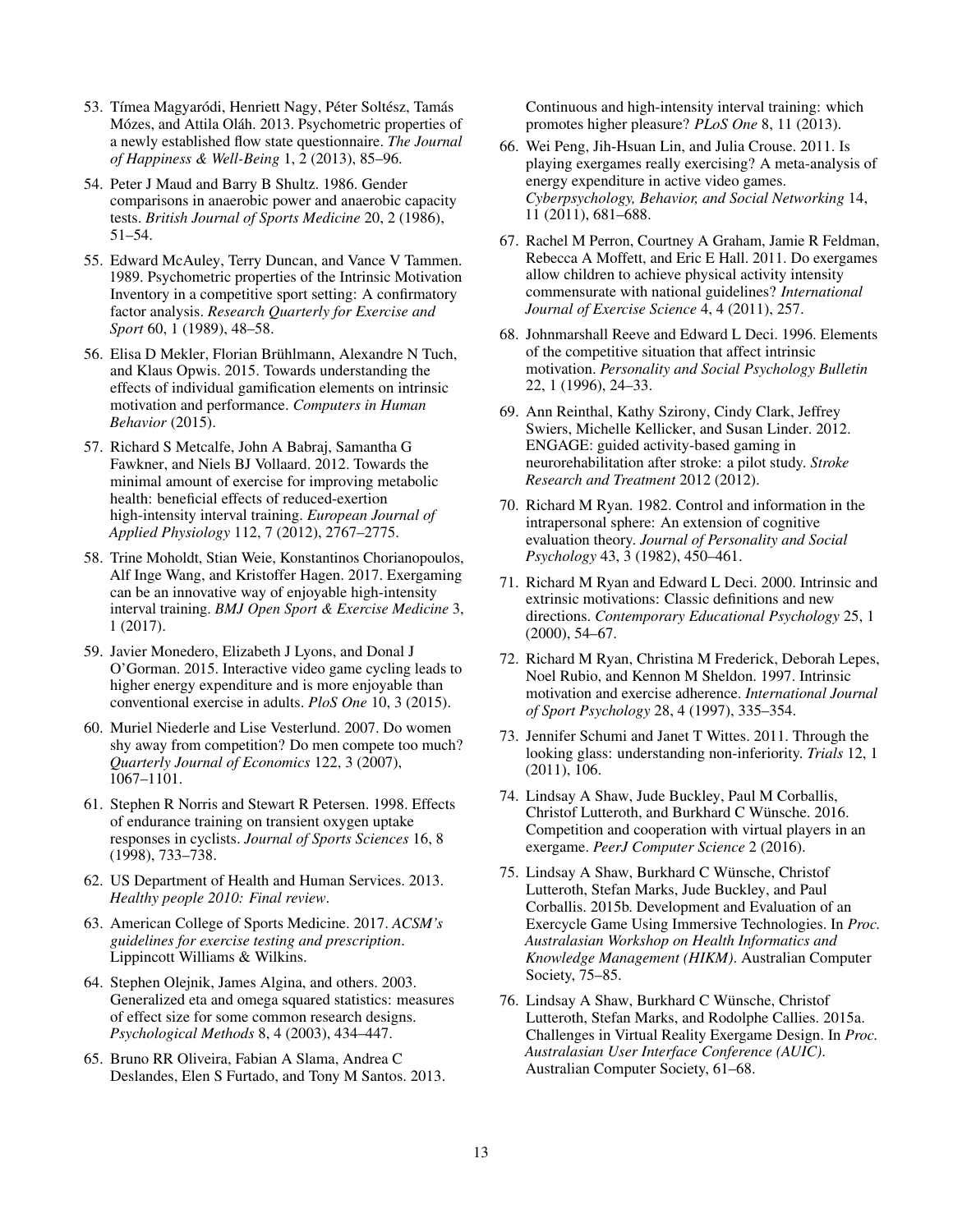53. Tímea Magyaródi, Henriett Nagy, Péter Soltész, Tamás Mózes, and Attila Oláh. 2013. Psychometric properties of a newly established flow state questionnaire. *The Journal of Happiness & Well-Being* 1, 2 (2013), 85–96.

54. Peter J Maud and Barry B Shultz. 1986. Gender comparisons in anaerobic power and anaerobic capacity tests. *British Journal of Sports Medicine* 20, 2 (1986), 51–54.

55. Edward McAuley, Terry Duncan, and Vance V Tammen. 1989. Psychometric properties of the Intrinsic Motivation Inventory in a competitive sport setting: A confirmatory factor analysis. *Research Quarterly for Exercise and Sport* 60, 1 (1989), 48–58.

56. Elisa D Mekler, Florian Brühlmann, Alexandre N Tuch, and Klaus Opwis. 2015. Towards understanding the effects of individual gamification elements on intrinsic motivation and performance. *Computers in Human Behavior* (2015).

57. Richard S Metcalfe, John A Babraj, Samantha G Fawkner, and Niels BJ Vollaard. 2012. Towards the minimal amount of exercise for improving metabolic health: beneficial effects of reduced-exertion high-intensity interval training. *European Journal of Applied Physiology* 112, 7 (2012), 2767–2775.

58. Trine Moholdt, Stian Weie, Konstantinos Chorianopoulos, Alf Inge Wang, and Kristoffer Hagen. 2017. Exergaming can be an innovative way of enjoyable high-intensity interval training. *BMJ Open Sport & Exercise Medicine* 3, 1 (2017).

59. Javier Monedero, Elizabeth J Lyons, and Donal J O'Gorman. 2015. Interactive video game cycling leads to higher energy expenditure and is more enjoyable than conventional exercise in adults. *PloS One* 10, 3 (2015).

60. Muriel Niederle and Lise Vesterlund. 2007. Do women shy away from competition? Do men compete too much? *Quarterly Journal of Economics* 122, 3 (2007), 1067–1101.

61. Stephen R Norris and Stewart R Petersen. 1998. Effects of endurance training on transient oxygen uptake responses in cyclists. *Journal of Sports Sciences* 16, 8 (1998), 733–738.

62. US Department of Health and Human Services. 2013. *Healthy people 2010: Final review*.

63. American College of Sports Medicine. 2017. *ACSM's guidelines for exercise testing and prescription*. Lippincott Williams & Wilkins.

64. Stephen Olejnik, James Algina, and others. 2003. Generalized eta and omega squared statistics: measures of effect size for some common research designs. *Psychological Methods* 8, 4 (2003), 434–447.

65. Bruno RR Oliveira, Fabian A Slama, Andrea C Deslandes, Elen S Furtado, and Tony M Santos. 2013. Continuous and high-intensity interval training: which promotes higher pleasure? *PLoS One* 8, 11 (2013).

66. Wei Peng, Jih-Hsuan Lin, and Julia Crouse. 2011. Is playing exergames really exercising? A meta-analysis of energy expenditure in active video games. *Cyberpsychology, Behavior, and Social Networking* 14, 11 (2011), 681–688.

67. Rachel M Perron, Courtney A Graham, Jamie R Feldman, Rebecca A Moffett, and Eric E Hall. 2011. Do exergames allow children to achieve physical activity intensity commensurate with national guidelines? *International Journal of Exercise Science* 4, 4 (2011), 257.

68. Johnmarshall Reeve and Edward L Deci. 1996. Elements of the competitive situation that affect intrinsic motivation. *Personality and Social Psychology Bulletin* 22, 1 (1996), 24–33.

69. Ann Reinthal, Kathy Szirony, Cindy Clark, Jeffrey Swiers, Michelle Kellicker, and Susan Linder. 2012. ENGAGE: guided activity-based gaming in neurorehabilitation after stroke: a pilot study. *Stroke Research and Treatment* 2012 (2012).

70. Richard M Ryan. 1982. Control and information in the intrapersonal sphere: An extension of cognitive evaluation theory. *Journal of Personality and Social Psychology* 43, 3 (1982), 450–461.

71. Richard M Ryan and Edward L Deci. 2000. Intrinsic and extrinsic motivations: Classic definitions and new directions. *Contemporary Educational Psychology* 25, 1 (2000), 54–67.

72. Richard M Ryan, Christina M Frederick, Deborah Lepes, Noel Rubio, and Kennon M Sheldon. 1997. Intrinsic motivation and exercise adherence. *International Journal of Sport Psychology* 28, 4 (1997), 335–354.

73. Jennifer Schumi and Janet T Wittes. 2011. Through the looking glass: understanding non-inferiority. *Trials* 12, 1 (2011), 106.

74. Lindsay A Shaw, Jude Buckley, Paul M Corballis, Christof Lutteroth, and Burkhard C Wünsche. 2016. Competition and cooperation with virtual players in an exergame. *PeerJ Computer Science* 2 (2016).

75. Lindsay A Shaw, Burkhard C Wünsche, Christof Lutteroth, Stefan Marks, Jude Buckley, and Paul Corballis. 2015b. Development and Evaluation of an Exercycle Game Using Immersive Technologies. In *Proc. Australasian Workshop on Health Informatics and Knowledge Management (HIKM)*. Australian Computer Society, 75–85.

76. Lindsay A Shaw, Burkhard C Wünsche, Christof Lutteroth, Stefan Marks, and Rodolphe Callies. 2015a. Challenges in Virtual Reality Exergame Design. In *Proc. Australasian User Interface Conference (AUIC)*. Australian Computer Society, 61–68.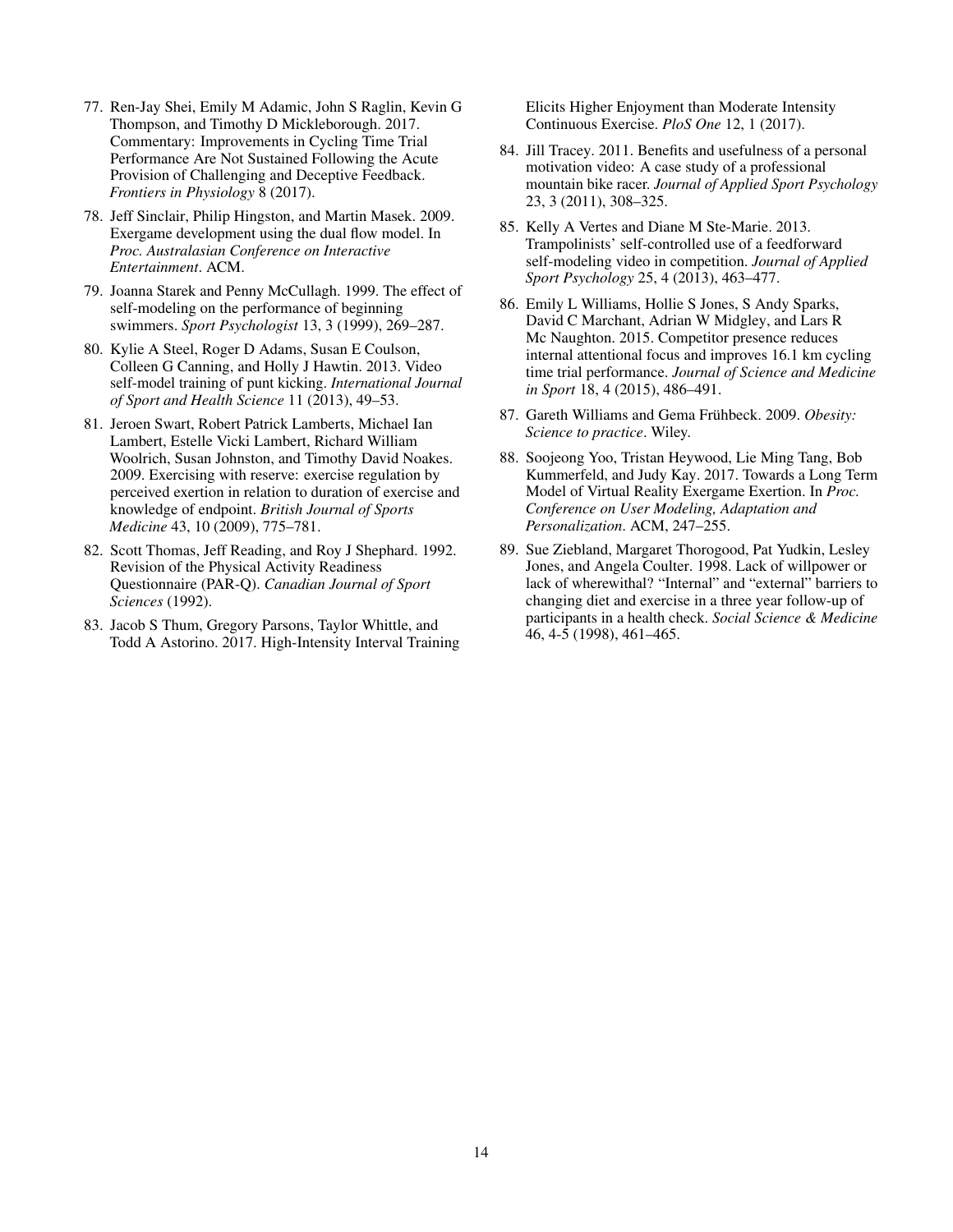77. Ren-Jay Shei, Emily M Adamic, John S Raglin, Kevin G Thompson, and Timothy D Mickleborough. 2017. Commentary: Improvements in Cycling Time Trial Performance Are Not Sustained Following the Acute Provision of Challenging and Deceptive Feedback. *Frontiers in Physiology* 8 (2017).

78. Jeff Sinclair, Philip Hingston, and Martin Masek. 2009. Exergame development using the dual flow model. In *Proc. Australasian Conference on Interactive Entertainment*. ACM.

79. Joanna Starek and Penny McCullagh. 1999. The effect of self-modeling on the performance of beginning swimmers. *Sport Psychologist* 13, 3 (1999), 269–287.

80. Kylie A Steel, Roger D Adams, Susan E Coulson, Colleen G Canning, and Holly J Hawtin. 2013. Video self-model training of punt kicking. *International Journal of Sport and Health Science* 11 (2013), 49–53.

81. Jeroen Swart, Robert Patrick Lamberts, Michael Ian Lambert, Estelle Vicki Lambert, Richard William Woolrich, Susan Johnston, and Timothy David Noakes. 2009. Exercising with reserve: exercise regulation by perceived exertion in relation to duration of exercise and knowledge of endpoint. *British Journal of Sports Medicine* 43, 10 (2009), 775–781.

82. Scott Thomas, Jeff Reading, and Roy J Shephard. 1992. Revision of the Physical Activity Readiness Questionnaire (PAR-Q). *Canadian Journal of Sport Sciences* (1992).

83. Jacob S Thum, Gregory Parsons, Taylor Whittle, and Todd A Astorino. 2017. High-Intensity Interval Training Elicits Higher Enjoyment than Moderate Intensity Continuous Exercise. *PloS One* 12, 1 (2017).

84. Jill Tracey. 2011. Benefits and usefulness of a personal motivation video: A case study of a professional mountain bike racer. *Journal of Applied Sport Psychology* 23, 3 (2011), 308–325.

85. Kelly A Vertes and Diane M Ste-Marie. 2013. Trampolinists' self-controlled use of a feedforward self-modeling video in competition. *Journal of Applied Sport Psychology* 25, 4 (2013), 463–477.

86. Emily L Williams, Hollie S Jones, S Andy Sparks, David C Marchant, Adrian W Midgley, and Lars R Mc Naughton. 2015. Competitor presence reduces internal attentional focus and improves 16.1 km cycling time trial performance. *Journal of Science and Medicine in Sport* 18, 4 (2015), 486–491.

87. Gareth Williams and Gema Frühbeck. 2009. *Obesity: Science to practice*. Wiley.

88. Soojeong Yoo, Tristan Heywood, Lie Ming Tang, Bob Kummerfeld, and Judy Kay. 2017. Towards a Long Term Model of Virtual Reality Exergame Exertion. In *Proc. Conference on User Modeling, Adaptation and Personalization*. ACM, 247–255.

89. Sue Ziebland, Margaret Thorogood, Pat Yudkin, Lesley Jones, and Angela Coulter. 1998. Lack of willpower or lack of wherewithal? "Internal" and "external" barriers to changing diet and exercise in a three year follow-up of participants in a health check. *Social Science & Medicine* 46, 4-5 (1998), 461–465.